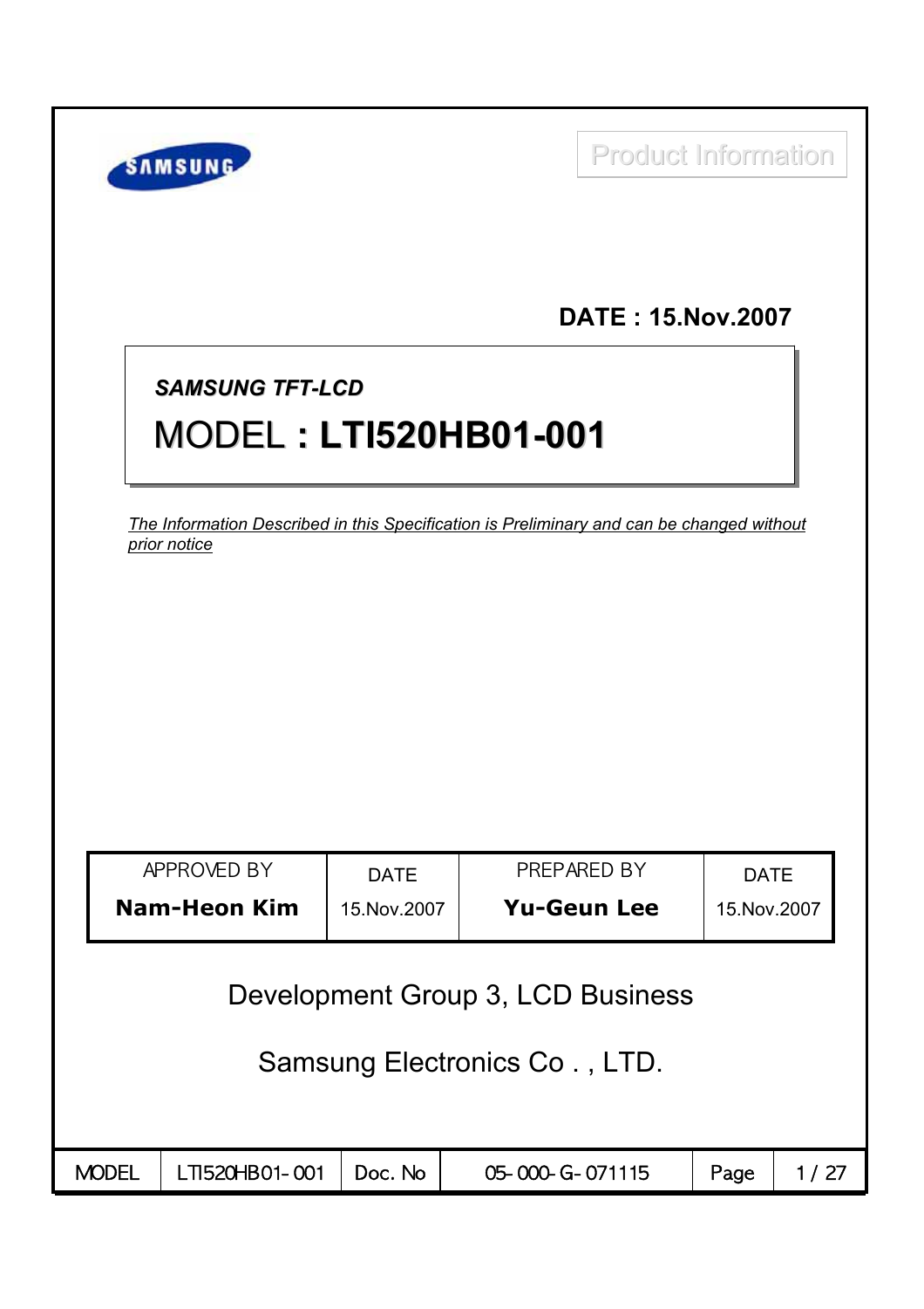Product Information

**DATE : 15.Nov.2007**

***SAMSUNG TFT-LCD***

# MODEL : LTI520HB01-001

*The Information Described in this Specification is Preliminary and can be changed without prior notice*

| APPROVED BY | DATE | PREPARED BY | DATE |
| --- | --- | --- | --- |
| **Nam-Heon Kim** | 15.Nov.2007 | **Yu-Geun Lee** | 15.Nov.2007 |

Development Group 3, LCD Business

Samsung Electronics Co . , LTD.

| MODEL | LTI520HB01-001 | Doc. No | 05-000-G-071115 |
| --- | --- | --- | --- |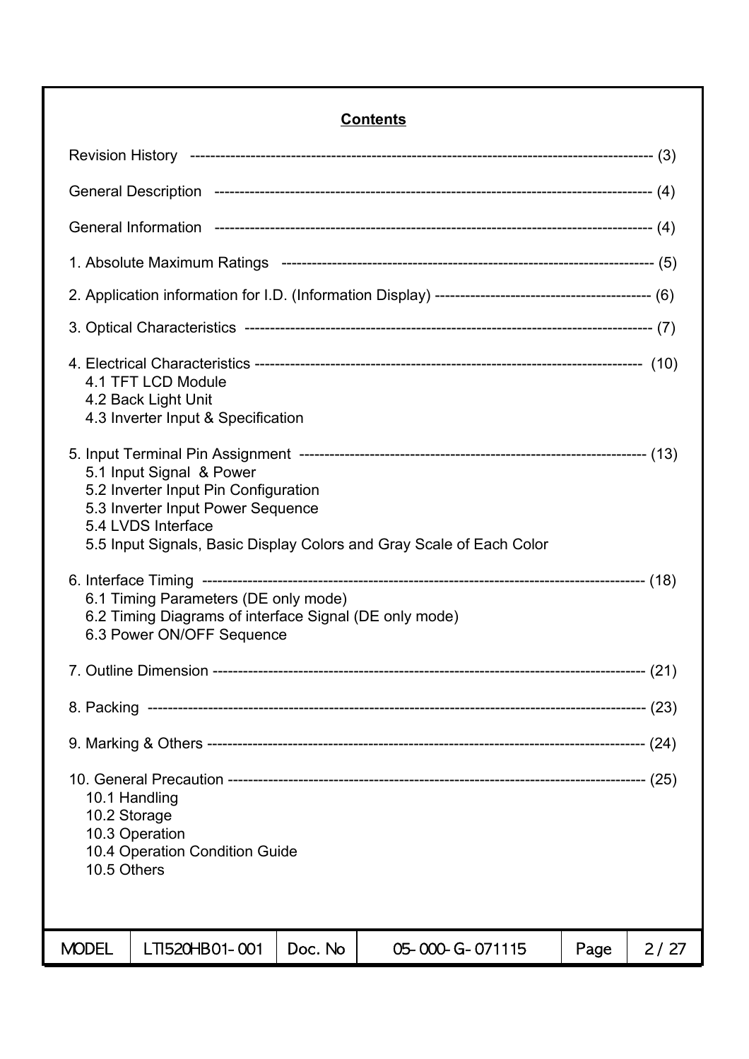## Contents

Revision History ---------------------------------------------------------------------------------------- (3)

General Description ---------------------------------------------------------------------------------- (4)

General Information ---------------------------------------------------------------------------------- (4)

1. Absolute Maximum Ratings ------------------------------------------------------------------------ (5)

2. Application information for I.D. (Information Display) ------------------------------------------ (6)

3. Optical Characteristics ------------------------------------------------------------------------------ (7)

4. Electrical Characteristics -------------------------------------------------------------------------- (10)
   - 4.1 TFT LCD Module
   - 4.2 Back Light Unit
   - 4.3 Inverter Input & Specification

5. Input Terminal Pin Assignment ------------------------------------------------------------------ (13)
   - 5.1 Input Signal & Power
   - 5.2 Inverter Input Pin Configuration
   - 5.3 Inverter Input Power Sequence
   - 5.4 LVDS Interface
   - 5.5 Input Signals, Basic Display Colors and Gray Scale of Each Color

6. Interface Timing ------------------------------------------------------------------------------------ (18)
   - 6.1 Timing Parameters (DE only mode)
   - 6.2 Timing Diagrams of interface Signal (DE only mode)
   - 6.3 Power ON/OFF Sequence

7. Outline Dimension -------------------------------------------------------------------------------- (21)

8. Packing -------------------------------------------------------------------------------------------- (23)

9. Marking & Others --------------------------------------------------------------------------------- (24)

10. General Precaution ------------------------------------------------------------------------------- (25)
   - 10.1 Handling
   - 10.2 Storage
   - 10.3 Operation
   - 10.4 Operation Condition Guide
   - 10.5 Others

| MODEL | LTI520HB01-001 | Doc. No | 05-000-G-071115 |
|---|---|---|---|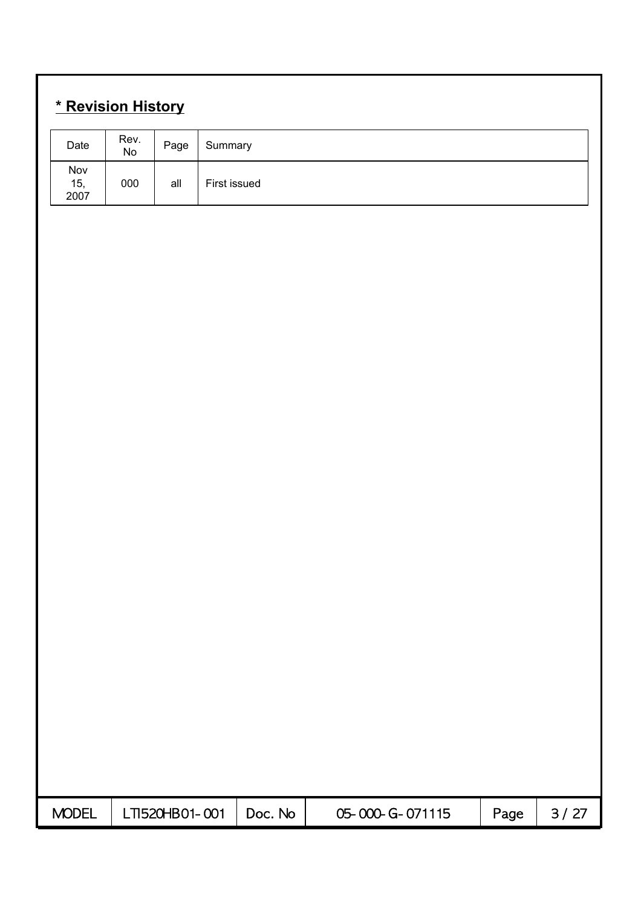## * Revision History

| Date | Rev. No | Page | Summary |
|---|---|---|---|
| Nov 15, 2007 | 000 | all | First issued |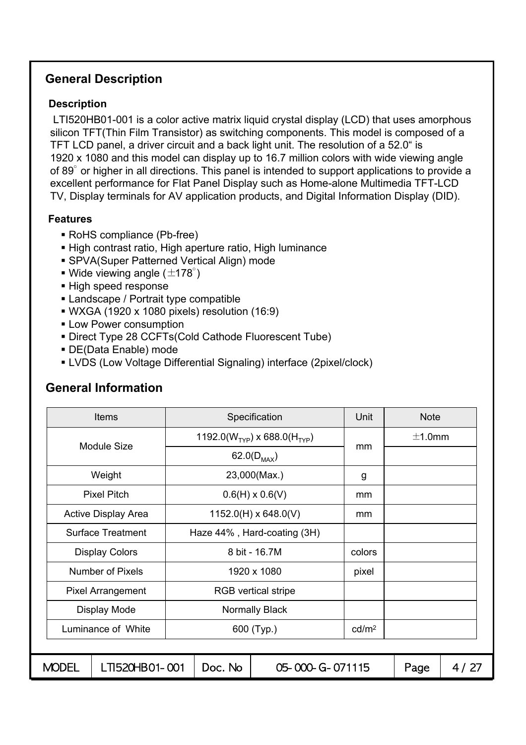## General Description

### Description

LTI520HB01-001 is a color active matrix liquid crystal display (LCD) that uses amorphous silicon TFT(Thin Film Transistor) as switching components. This model is composed of a TFT LCD panel, a driver circuit and a back light unit. The resolution of a 52.0" is 1920 x 1080 and this model can display up to 16.7 million colors with wide viewing angle of 89° or higher in all directions. This panel is intended to support applications to provide a excellent performance for Flat Panel Display such as Home-alone Multimedia TFT-LCD TV, Display terminals for AV application products, and Digital Information Display (DID).

### Features

- RoHS compliance (Pb-free)
- High contrast ratio, High aperture ratio, High luminance
- SPVA(Super Patterned Vertical Align) mode
- Wide viewing angle (±178°)
- High speed response
- Landscape / Portrait type compatible
- WXGA (1920 x 1080 pixels) resolution (16:9)
- Low Power consumption
- Direct Type 28 CCFTs(Cold Cathode Fluorescent Tube)
- DE(Data Enable) mode
- LVDS (Low Voltage Differential Signaling) interface (2pixel/clock)

## General Information

| Items | Specification | Unit | Note |
|---|---|---|---|
| Module Size | 1192.0($W_{TYP}$) x 688.0($H_{TYP}$) | mm | ±1.0mm |
| | 62.0($D_{MAX}$) | | |
| Weight | 23,000(Max.) | g | |
| Pixel Pitch | 0.6(H) x 0.6(V) | mm | |
| Active Display Area | 1152.0(H) x 648.0(V) | mm | |
| Surface Treatment | Haze 44% , Hard-coating (3H) | | |
| Display Colors | 8 bit - 16.7M | colors | |
| Number of Pixels | 1920 x 1080 | pixel | |
| Pixel Arrangement | RGB vertical stripe | | |
| Display Mode | Normally Black | | |
| Luminance of White | 600 (Typ.) | $cd/m^2$ | |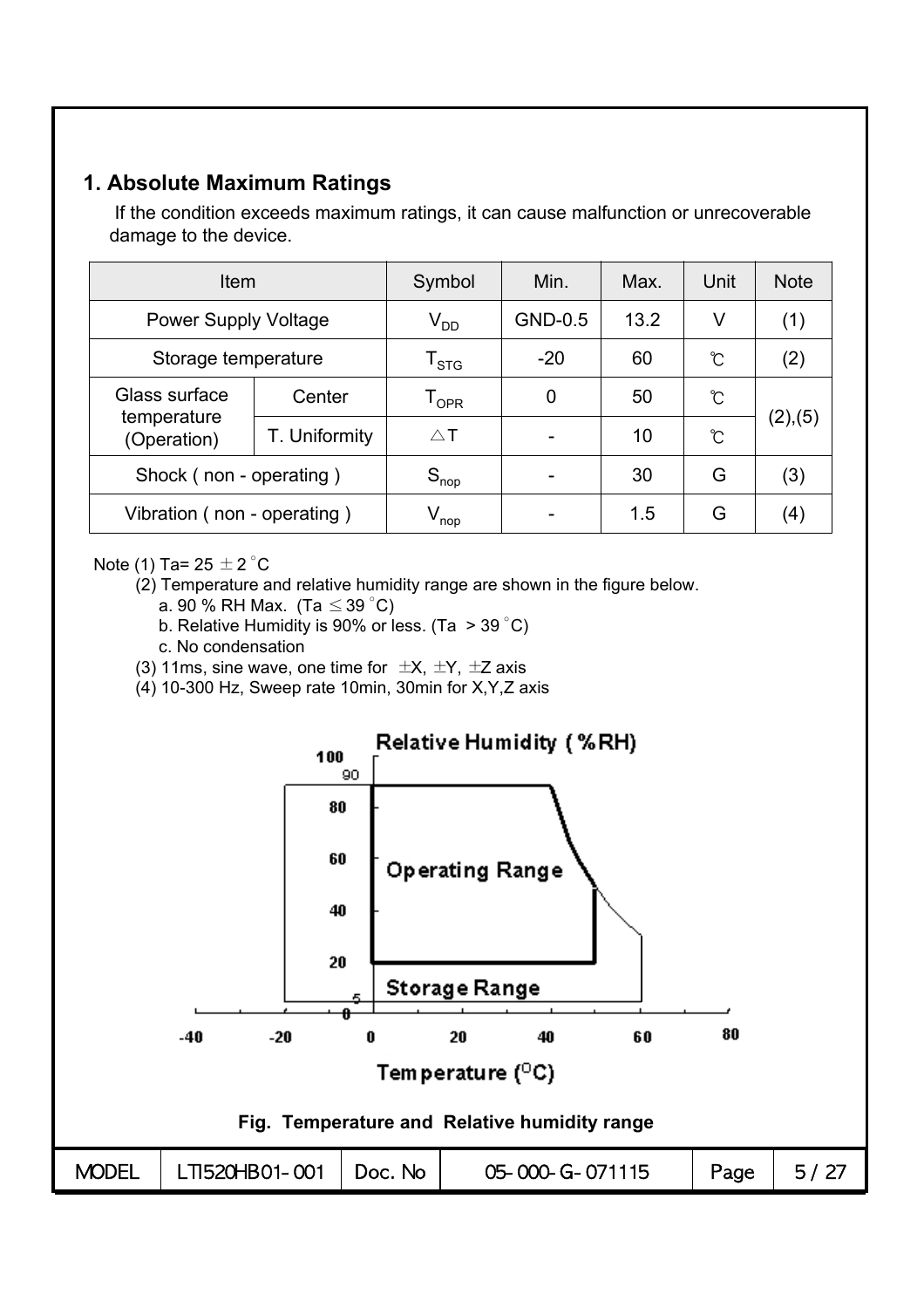## 1. Absolute Maximum Ratings

If the condition exceeds maximum ratings, it can cause malfunction or unrecoverable damage to the device.

| Item | | Symbol | Min. | Max. | Unit | Note |
|---|---|---|---|---|---|---|
| Power Supply Voltage | | $V_{DD}$ | GND-0.5 | 13.2 | V | (1) |
| Storage temperature | | $T_{STG}$ | -20 | 60 | ℃ | (2) |
| Glass surface temperature (Operation) | Center | $T_{OPR}$ | 0 | 50 | ℃ | (2),(5) |
| | T. Uniformity | $\triangle T$ | - | 10 | ℃ | |
| Shock ( non - operating ) | | $S_{nop}$ | - | 30 | G | (3) |
| Vibration ( non - operating ) | | $V_{nop}$ | - | 1.5 | G | (4) |

Note (1) Ta= 25 ± 2 °C

(2) Temperature and relative humidity range are shown in the figure below.

a. 90 % RH Max. (Ta ≤ 39 °C)

b. Relative Humidity is 90% or less. (Ta > 39 °C)

c. No condensation

(3) 11ms, sine wave, one time for ±X, ±Y, ±Z axis

(4) 10-300 Hz, Sweep rate 10min, 30min for X,Y,Z axis

**Fig. Temperature and Relative humidity range**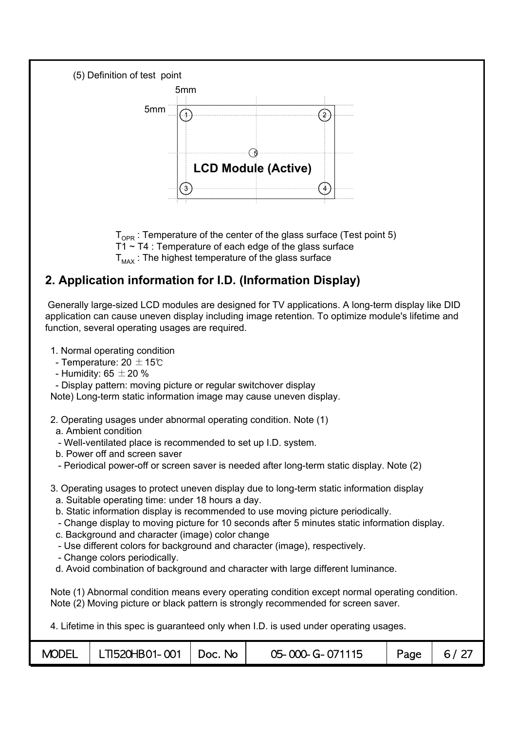(5) Definition of test point

5mm

5mm

① ② ⑤ LCD Module (Active) ③ ④

$T_{OPR}$ : Temperature of the center of the glass surface (Test point 5)
T1 ~ T4 : Temperature of each edge of the glass surface
$T_{MAX}$ : The highest temperature of the glass surface

## 2. Application information for I.D. (Information Display)

Generally large-sized LCD modules are designed for TV applications. A long-term display like DID application can cause uneven display including image retention. To optimize module's lifetime and function, several operating usages are required.

1. Normal operating condition
   - Temperature: 20 ± 15℃
   - Humidity: 65 ± 20 %
   - Display pattern: moving picture or regular switchover display

   Note) Long-term static information image may cause uneven display.

2. Operating usages under abnormal operating condition. Note (1)
   a. Ambient condition
   - Well-ventilated place is recommended to set up I.D. system.

   b. Power off and screen saver
   - Periodical power-off or screen saver is needed after long-term static display. Note (2)

3. Operating usages to protect uneven display due to long-term static information display
   a. Suitable operating time: under 18 hours a day.
   b. Static information display is recommended to use moving picture periodically.
   - Change display to moving picture for 10 seconds after 5 minutes static information display.

   c. Background and character (image) color change
   - Use different colors for background and character (image), respectively.
   - Change colors periodically.

   d. Avoid combination of background and character with large different luminance.

Note (1) Abnormal condition means every operating condition except normal operating condition.
Note (2) Moving picture or black pattern is strongly recommended for screen saver.

4. Lifetime in this spec is guaranteed only when I.D. is used under operating usages.

| MODEL | LTI520HB01-001 | Doc. No | 05-000-G-071115 | Page | 6 / 27 |
|---|---|---|---|---|---|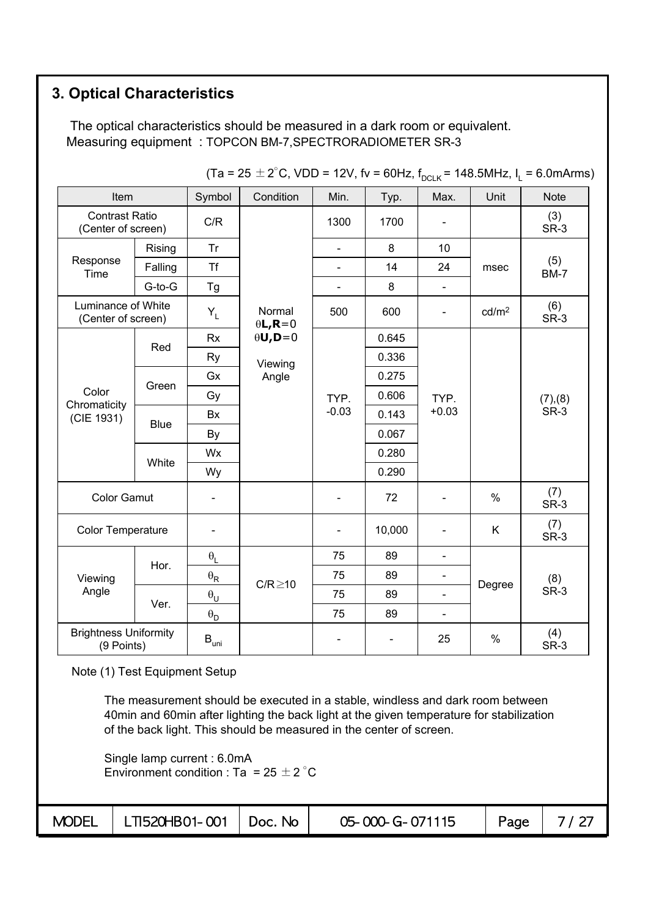## 3. Optical Characteristics

The optical characteristics should be measured in a dark room or equivalent.
Measuring equipment : TOPCON BM-7,SPECTRORADIOMETER SR-3

(Ta = 25 ± 2°C, VDD = 12V, fv = 60Hz, $f_{DCLK}$ = 148.5MHz, $I_L$ = 6.0mArms)

| Item | | Symbol | Condition | Min. | Typ. | Max. | Unit | Note |
|---|---|---|---|---|---|---|---|---|
| Contrast Ratio (Center of screen) | | C/R | Normal $\theta$L,R=0 $\theta$U,D=0 Viewing Angle | 1300 | 1700 | - | | (3) SR-3 |
| Response Time | Rising | Tr | | - | 8 | 10 | msec | (5) BM-7 |
| | Falling | Tf | | - | 14 | 24 | | |
| | G-to-G | Tg | | - | 8 | - | | |
| Luminance of White (Center of screen) | | $Y_L$ | | 500 | 600 | - | cd/m2 | (6) SR-3 |
| Color Chromaticity (CIE 1931) | Red | Rx | | TYP. -0.03 | 0.645 | TYP. +0.03 | | (7),(8) SR-3 |
| | | Ry | | | 0.336 | | | |
| | Green | Gx | | | 0.275 | | | |
| | | Gy | | | 0.606 | | | |
| | Blue | Bx | | | 0.143 | | | |
| | | By | | | 0.067 | | | |
| | White | Wx | | | 0.280 | | | |
| | | Wy | | | 0.290 | | | |
| Color Gamut | | - | | - | 72 | - | % | (7) SR-3 |
| Color Temperature | | - | | - | 10,000 | - | K | (7) SR-3 |
| Viewing Angle | Hor. | $\theta_L$ | C/R≥10 | 75 | 89 | - | Degree | (8) SR-3 |
| | | $\theta_R$ | | 75 | 89 | - | | |
| | Ver. | $\theta_U$ | | 75 | 89 | - | | |
| | | $\theta_D$ | | 75 | 89 | - | | |
| Brightness Uniformity (9 Points) | | $B_{uni}$ | | - | - | 25 | % | (4) SR-3 |

Note (1) Test Equipment Setup

The measurement should be executed in a stable, windless and dark room between 40min and 60min after lighting the back light at the given temperature for stabilization of the back light. This should be measured in the center of screen.

Single lamp current : 6.0mA
Environment condition : Ta = 25 ± 2 °C

| MODEL | LTI520HB01-001 | Doc. No | 05-000-G-071115 |
|---|---|---|---|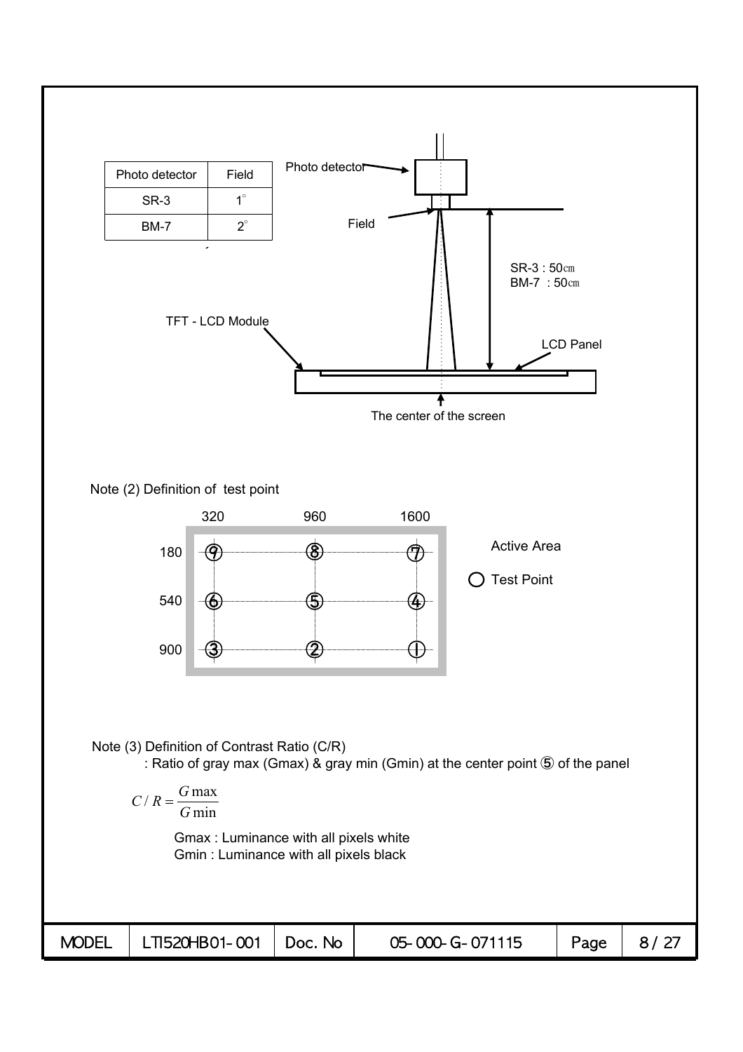| Photo detector | Field |
| --- | --- |
| SR-3 | 1° |
| BM-7 | 2° |

Photo detector

Field

SR-3 : 50㎝
BM-7 : 50㎝

TFT - LCD Module

LCD Panel

The center of the screen

Note (2) Definition of test point

|  | 320 | 960 | 1600 |
| --- | --- | --- | --- |
| 180 | ⑨ | ⑧ | ⑦ |
| 540 | ⑥ | ⑤ | ④ |
| 900 | ③ | ② | ① |

Active Area

○ Test Point

Note (3) Definition of Contrast Ratio (C/R)

: Ratio of gray max (Gmax) & gray min (Gmin) at the center point ⑤ of the panel

$$C / R = \frac{G\max}{G\min}$$

Gmax : Luminance with all pixels white
Gmin : Luminance with all pixels black

| MODEL | LTI520HB01-001 | Doc. No | 05-000-G-071115 |
| --- | --- | --- | --- |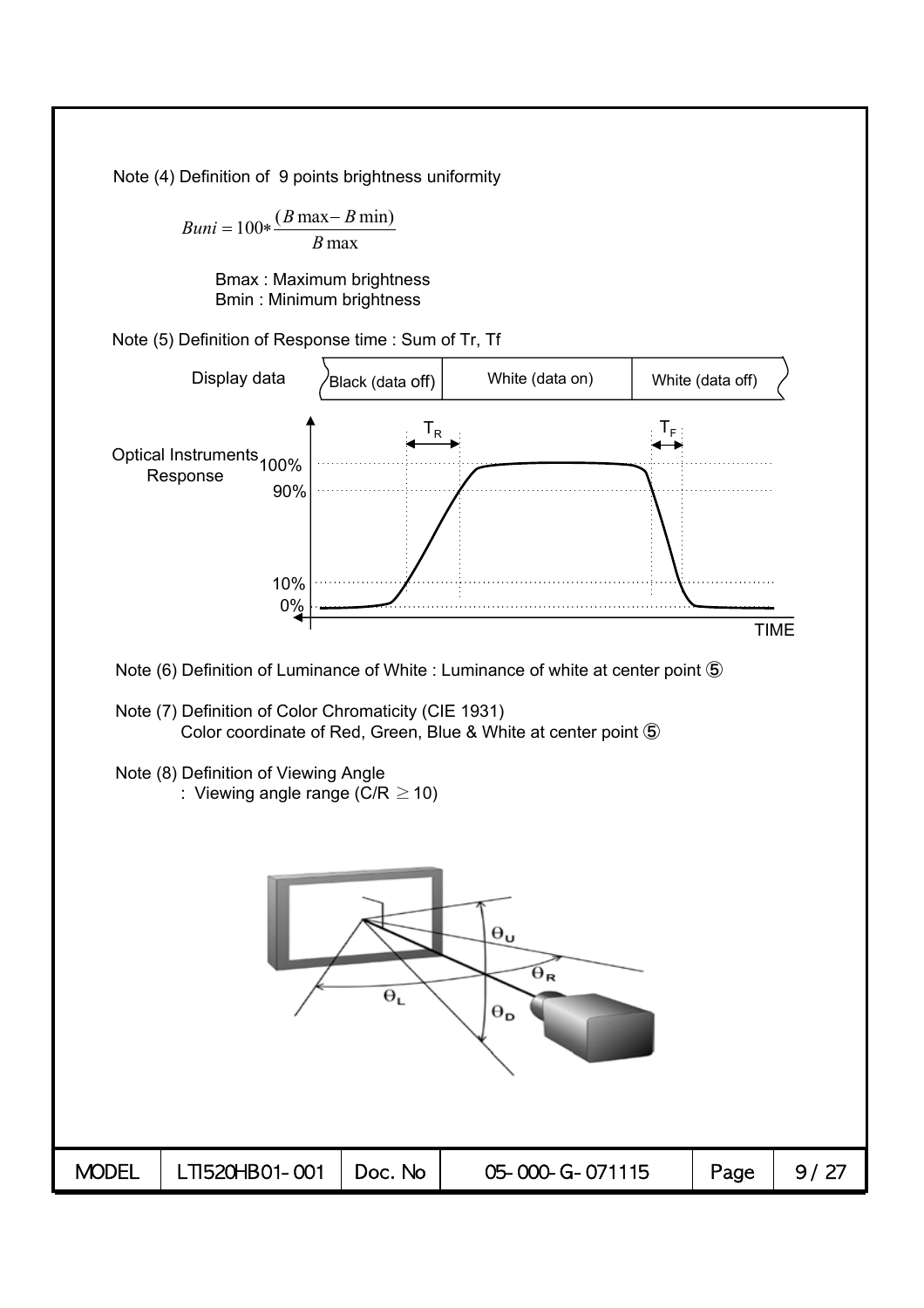Note (4) Definition of 9 points brightness uniformity

$$Buni = 100 * \frac{(B\max - B\min)}{B\max}$$

Bmax : Maximum brightness
Bmin : Minimum brightness

Note (5) Definition of Response time : Sum of Tr, Tf

Note (6) Definition of Luminance of White : Luminance of white at center point ⑤

Note (7) Definition of Color Chromaticity (CIE 1931)
Color coordinate of Red, Green, Blue & White at center point ⑤

Note (8) Definition of Viewing Angle
: Viewing angle range (C/R $\geq$ 10)

| MODEL | LTI520HB01-001 | Doc. No | 05-000-G-071115 |
| --- | --- | --- | --- |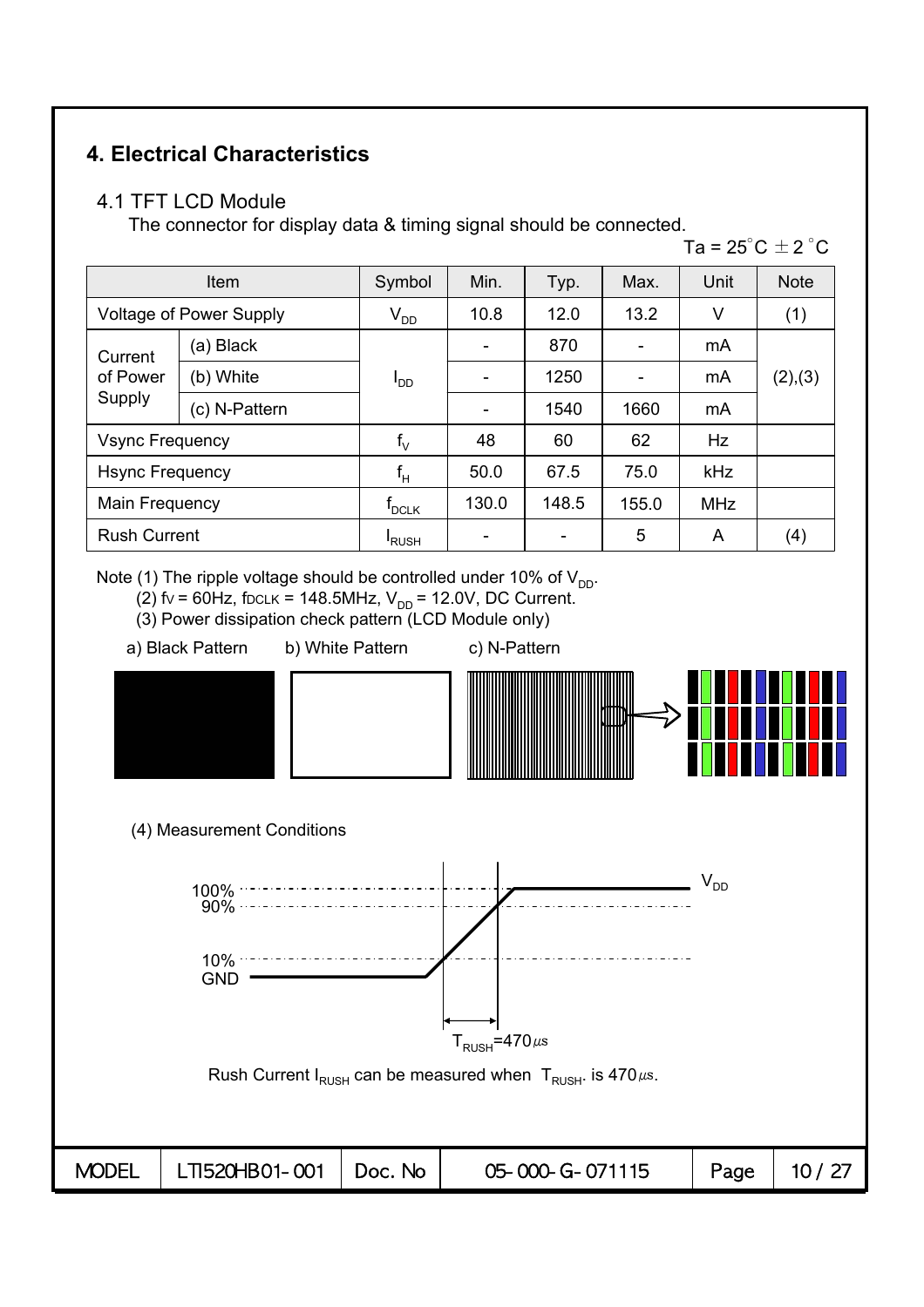## 4. Electrical Characteristics

### 4.1 TFT LCD Module

The connector for display data & timing signal should be connected.

Ta = 25°C ± 2°C

| Item | | Symbol | Min. | Typ. | Max. | Unit | Note |
|---|---|---|---|---|---|---|---|
| Voltage of Power Supply | | $V_{DD}$ | 10.8 | 12.0 | 13.2 | V | (1) |
| Current of Power Supply | (a) Black | $I_{DD}$ | - | 870 | - | mA | (2),(3) |
| | (b) White | | - | 1250 | - | mA | |
| | (c) N-Pattern | | - | 1540 | 1660 | mA | |
| Vsync Frequency | | $f_V$ | 48 | 60 | 62 | Hz | |
| Hsync Frequency | | $f_H$ | 50.0 | 67.5 | 75.0 | kHz | |
| Main Frequency | | $f_{DCLK}$ | 130.0 | 148.5 | 155.0 | MHz | |
| Rush Current | | $I_{RUSH}$ | - | - | 5 | A | (4) |

Note (1) The ripple voltage should be controlled under 10% of $V_{DD}$.

(2) fv = 60Hz, fDCLK = 148.5MHz, $V_{DD}$ = 12.0V, DC Current.

(3) Power dissipation check pattern (LCD Module only)

a) Black Pattern  b) White Pattern  c) N-Pattern

(4) Measurement Conditions

100% 90% 10% GND $V_{DD}$

$T_{RUSH}$=470㎲

Rush Current $I_{RUSH}$ can be measured when $T_{RUSH}$. is 470㎲.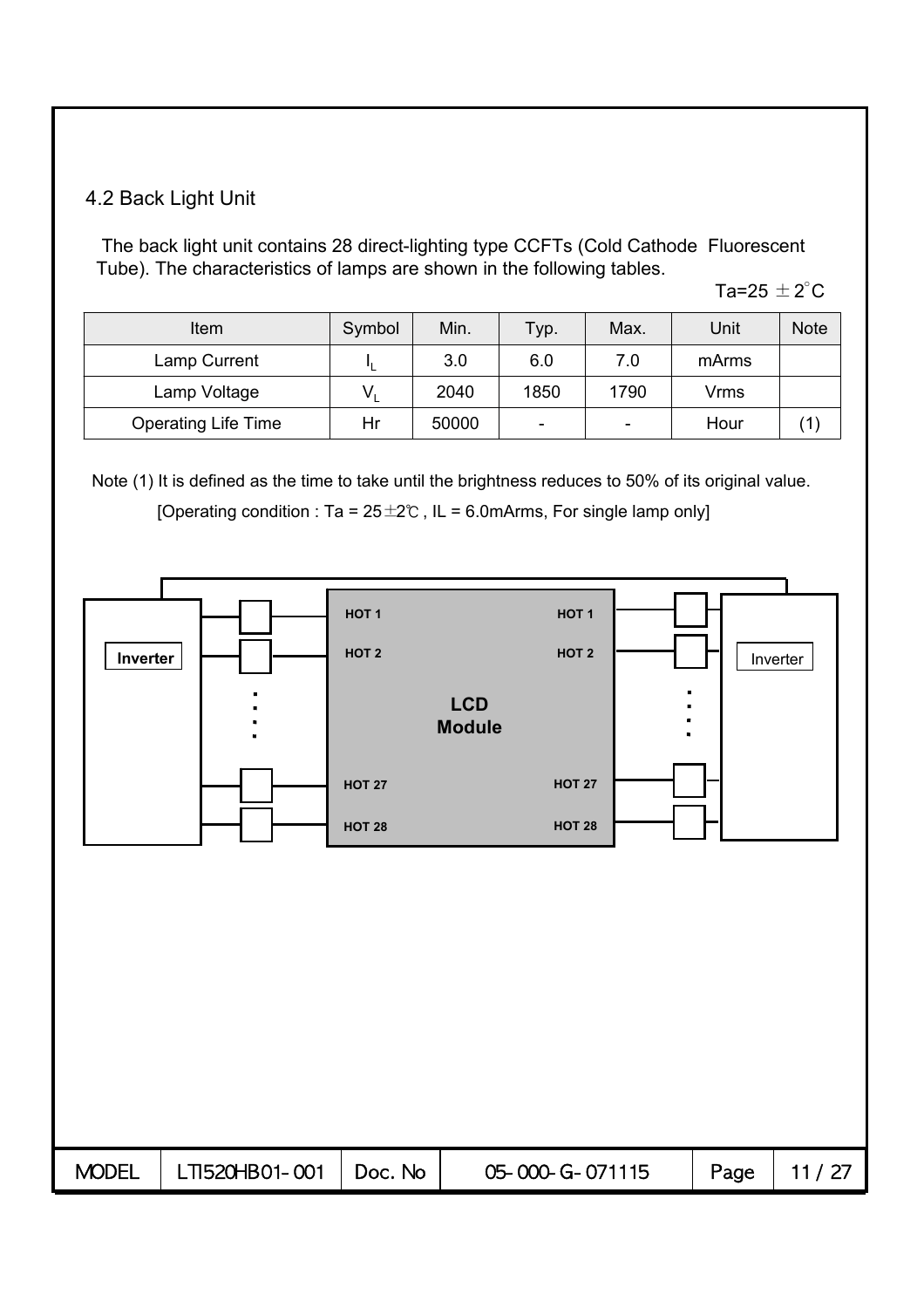## 4.2 Back Light Unit

The back light unit contains 28 direct-lighting type CCFTs (Cold Cathode Fluorescent Tube). The characteristics of lamps are shown in the following tables.

Ta=25 ± 2°C

| Item | Symbol | Min. | Typ. | Max. | Unit | Note |
|---|---|---|---|---|---|---|
| Lamp Current | $I_L$ | 3.0 | 6.0 | 7.0 | mArms | |
| Lamp Voltage | $V_L$ | 2040 | 1850 | 1790 | Vrms | |
| Operating Life Time | Hr | 50000 | - | - | Hour | (1) |

Note (1) It is defined as the time to take until the brightness reduces to 50% of its original value.

[Operating condition : Ta = 25±2℃ , IL = 6.0mArms, For single lamp only]

Inverter | HOT 1, HOT 2, ..., HOT 27, HOT 28 | LCD Module | HOT 1, HOT 2, ..., HOT 27, HOT 28 | Inverter

| MODEL | LTI520HB01-001 | Doc. No | 05-000-G-071115 |
|---|---|---|---|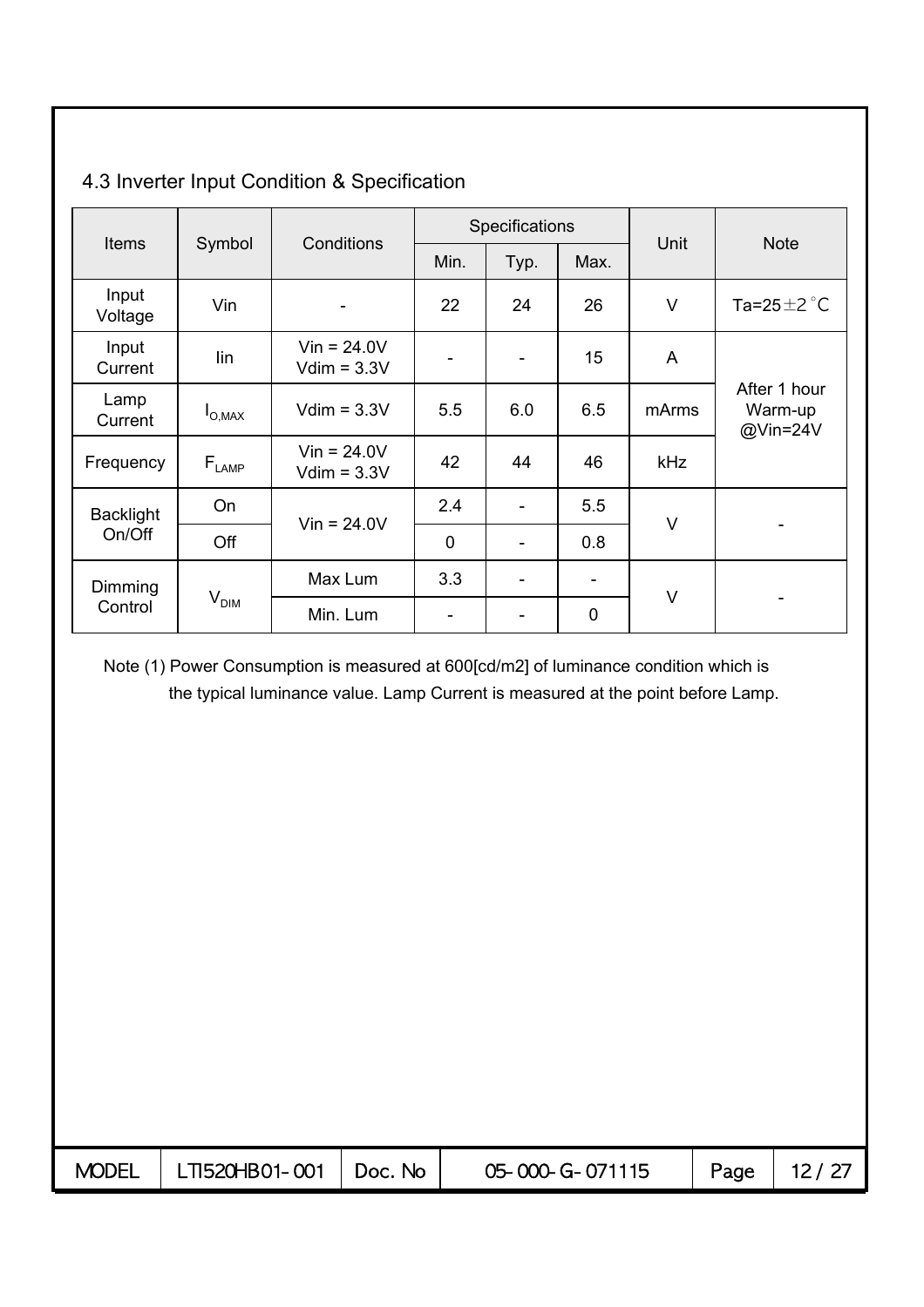## 4.3 Inverter Input Condition & Specification

| Items | Symbol | Conditions | Specifications | | | Unit | Note |
|---|---|---|---|---|---|---|---|
| | | | Min. | Typ. | Max. | | |
| Input Voltage | Vin | - | 22 | 24 | 26 | V | Ta=25±2˚C |
| Input Current | Iin | Vin = 24.0V Vdim = 3.3V | - | - | 15 | A | After 1 hour Warm-up @Vin=24V |
| Lamp Current | $I_{O,MAX}$ | Vdim = 3.3V | 5.5 | 6.0 | 6.5 | mArms | |
| Frequency | $F_{LAMP}$ | Vin = 24.0V Vdim = 3.3V | 42 | 44 | 46 | kHz | |
| Backlight On/Off | On | Vin = 24.0V | 2.4 | - | 5.5 | V | - |
| | Off | | 0 | - | 0.8 | | |
| Dimming Control | $V_{DIM}$ | Max Lum | 3.3 | - | - | V | - |
| | | Min. Lum | - | - | 0 | | |

Note (1) Power Consumption is measured at 600[cd/m2] of luminance condition which is the typical luminance value. Lamp Current is measured at the point before Lamp.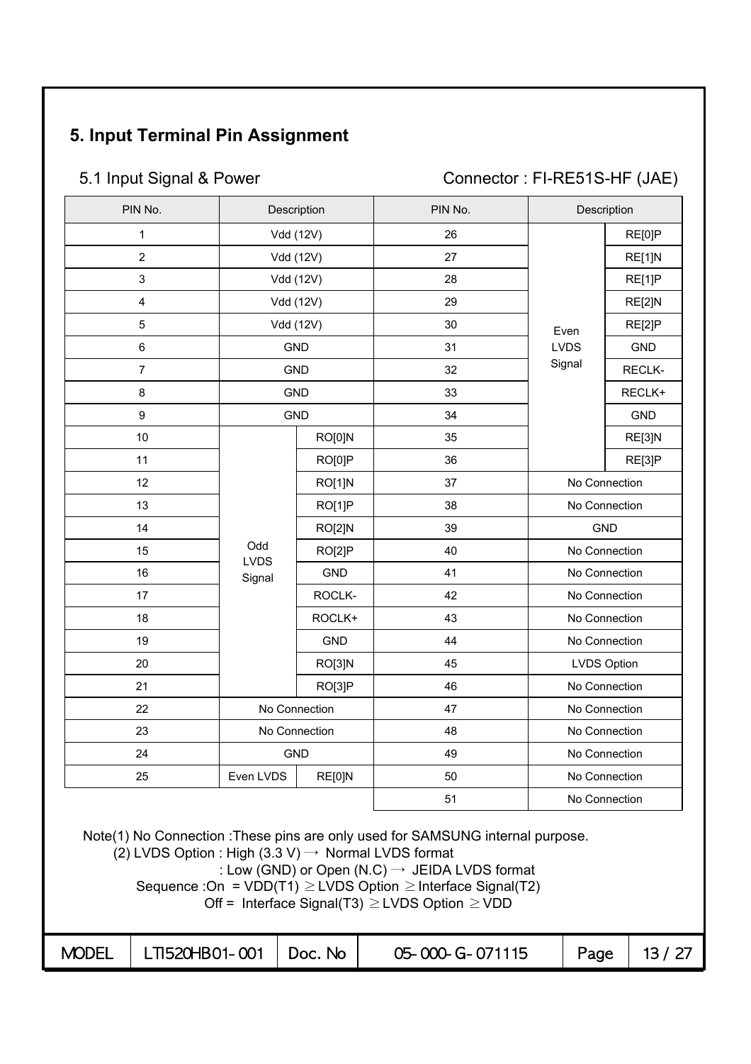## 5. Input Terminal Pin Assignment

### 5.1 Input Signal & Power

Connector : FI-RE51S-HF (JAE)

| PIN No. | Description | | PIN No. | Description | |
|---|---|---|---|---|---|
| 1 | Vdd (12V) | | 26 | Even LVDS Signal | RE[0]P |
| 2 | Vdd (12V) | | 27 | | RE[1]N |
| 3 | Vdd (12V) | | 28 | | RE[1]P |
| 4 | Vdd (12V) | | 29 | | RE[2]N |
| 5 | Vdd (12V) | | 30 | | RE[2]P |
| 6 | GND | | 31 | | GND |
| 7 | GND | | 32 | | RECLK- |
| 8 | GND | | 33 | | RECLK+ |
| 9 | GND | | 34 | | GND |
| 10 | Odd LVDS Signal | RO[0]N | 35 | | RE[3]N |
| 11 | | RO[0]P | 36 | | RE[3]P |
| 12 | | RO[1]N | 37 | No Connection | |
| 13 | | RO[1]P | 38 | No Connection | |
| 14 | | RO[2]N | 39 | GND | |
| 15 | | RO[2]P | 40 | No Connection | |
| 16 | | GND | 41 | No Connection | |
| 17 | | ROCLK- | 42 | No Connection | |
| 18 | | ROCLK+ | 43 | No Connection | |
| 19 | | GND | 44 | No Connection | |
| 20 | | RO[3]N | 45 | LVDS Option | |
| 21 | | RO[3]P | 46 | No Connection | |
| 22 | No Connection | | 47 | No Connection | |
| 23 | No Connection | | 48 | No Connection | |
| 24 | GND | | 49 | No Connection | |
| 25 | Even LVDS | RE[0]N | 50 | No Connection | |
| | | | 51 | No Connection | |

Note(1) No Connection :These pins are only used for SAMSUNG internal purpose.

(2) LVDS Option : High (3.3 V) → Normal LVDS format

: Low (GND) or Open (N.C) → JEIDA LVDS format

Sequence :On = VDD(T1) ≥ LVDS Option ≥ Interface Signal(T2)

Off = Interface Signal(T3) ≥ LVDS Option ≥ VDD

| MODEL | LTI520HB01-001 | Doc. No | 05-000-G-071115 |
|---|---|---|---|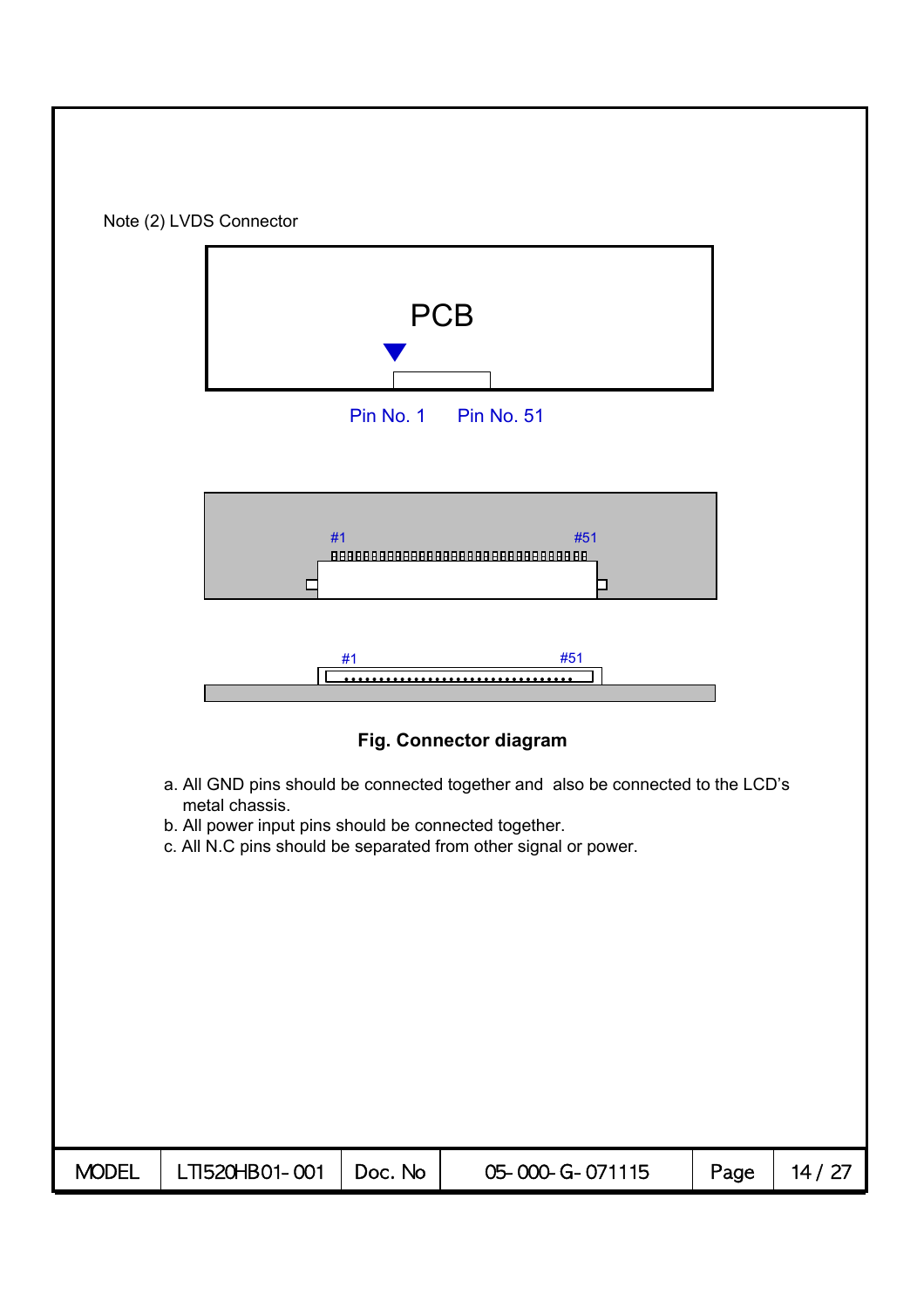Note (2) LVDS Connector

PCB

Pin No. 1 Pin No. 51

#1 #51

#1 #51

**Fig. Connector diagram**

a. All GND pins should be connected together and also be connected to the LCD's metal chassis.
b. All power input pins should be connected together.
c. All N.C pins should be separated from other signal or power.

| MODEL | LTI520HB01-001 | Doc. No | 05-000-G-071115 | Page | 14 / 27 |
|---|---|---|---|---|---|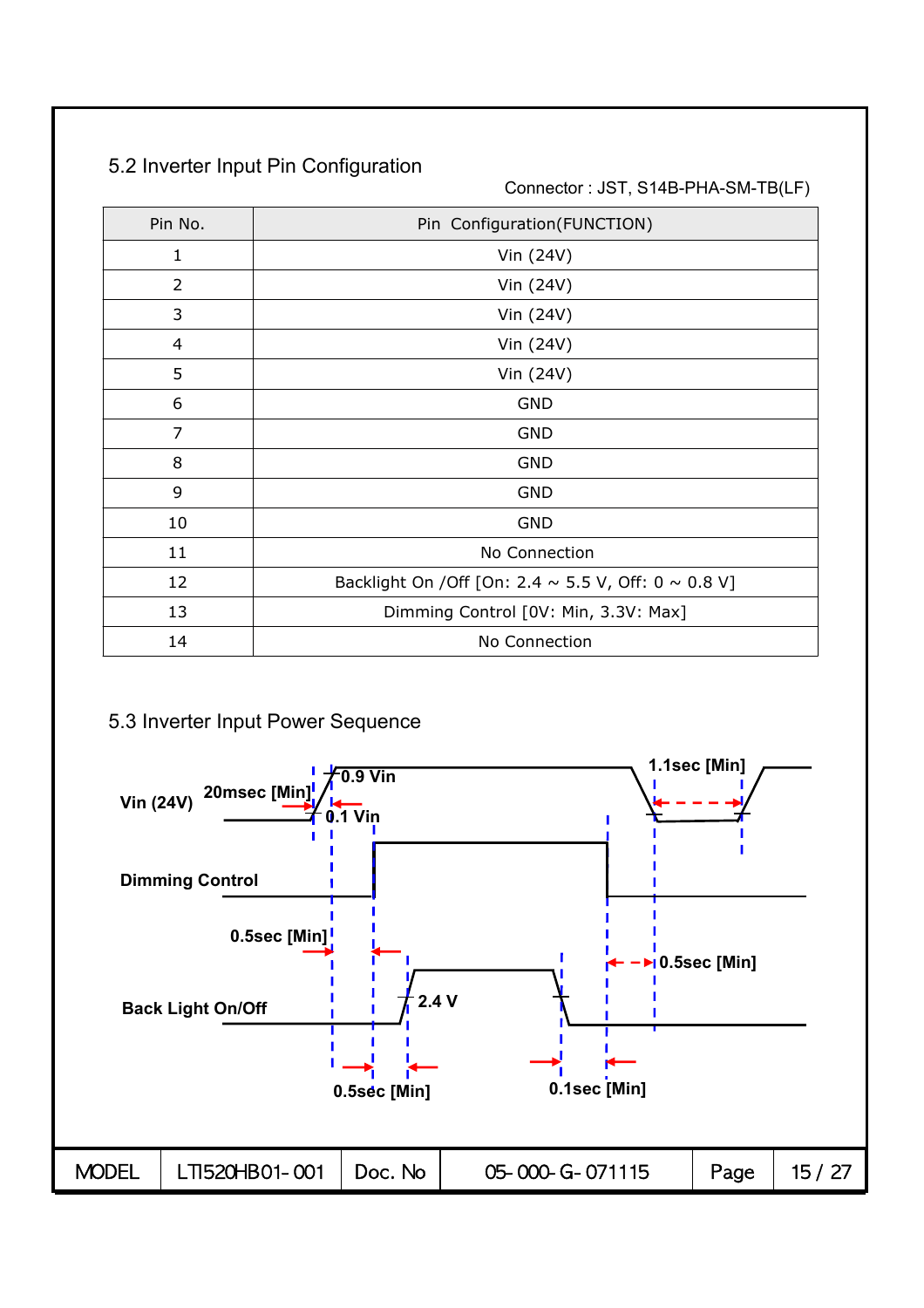### 5.2 Inverter Input Pin Configuration

Connector : JST, S14B-PHA-SM-TB(LF)

| Pin No. | Pin Configuration(FUNCTION) |
|---|---|
| 1 | Vin (24V) |
| 2 | Vin (24V) |
| 3 | Vin (24V) |
| 4 | Vin (24V) |
| 5 | Vin (24V) |
| 6 | GND |
| 7 | GND |
| 8 | GND |
| 9 | GND |
| 10 | GND |
| 11 | No Connection |
| 12 | Backlight On /Off [On: 2.4 ~ 5.5 V, Off: 0 ~ 0.8 V] |
| 13 | Dimming Control [0V: Min, 3.3V: Max] |
| 14 | No Connection |

### 5.3 Inverter Input Power Sequence

Vin (24V) 20msec [Min] 0.9 Vin 0.1 Vin 1.1sec [Min]

Dimming Control

0.5sec [Min] 0.5sec [Min]

Back Light On/Off 2.4 V

0.5sec [Min] 0.1sec [Min]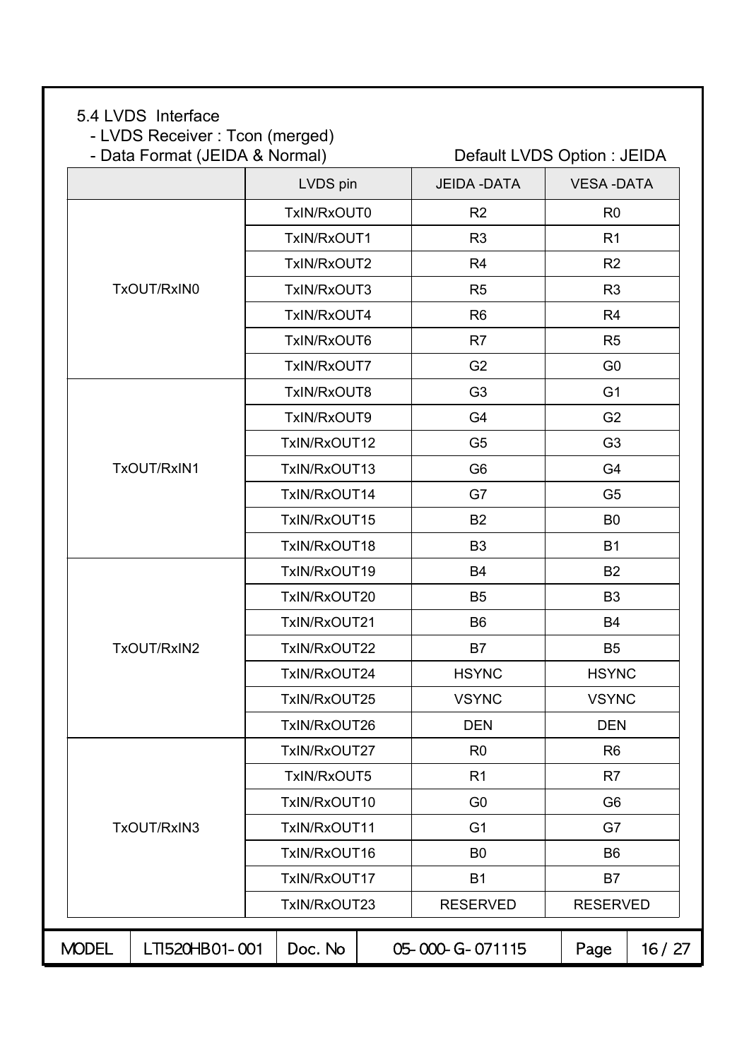5.4 LVDS Interface

- LVDS Receiver : Tcon (merged)
- Data Format (JEIDA & Normal) Default LVDS Option : JEIDA

| | LVDS pin | JEIDA -DATA | VESA -DATA |
|---|---|---|---|
| TxOUT/RxIN0 | TxIN/RxOUT0 | R2 | R0 |
| | TxIN/RxOUT1 | R3 | R1 |
| | TxIN/RxOUT2 | R4 | R2 |
| | TxIN/RxOUT3 | R5 | R3 |
| | TxIN/RxOUT4 | R6 | R4 |
| | TxIN/RxOUT6 | R7 | R5 |
| | TxIN/RxOUT7 | G2 | G0 |
| TxOUT/RxIN1 | TxIN/RxOUT8 | G3 | G1 |
| | TxIN/RxOUT9 | G4 | G2 |
| | TxIN/RxOUT12 | G5 | G3 |
| | TxIN/RxOUT13 | G6 | G4 |
| | TxIN/RxOUT14 | G7 | G5 |
| | TxIN/RxOUT15 | B2 | B0 |
| | TxIN/RxOUT18 | B3 | B1 |
| TxOUT/RxIN2 | TxIN/RxOUT19 | B4 | B2 |
| | TxIN/RxOUT20 | B5 | B3 |
| | TxIN/RxOUT21 | B6 | B4 |
| | TxIN/RxOUT22 | B7 | B5 |
| | TxIN/RxOUT24 | HSYNC | HSYNC |
| | TxIN/RxOUT25 | VSYNC | VSYNC |
| | TxIN/RxOUT26 | DEN | DEN |
| TxOUT/RxIN3 | TxIN/RxOUT27 | R0 | R6 |
| | TxIN/RxOUT5 | R1 | R7 |
| | TxIN/RxOUT10 | G0 | G6 |
| | TxIN/RxOUT11 | G1 | G7 |
| | TxIN/RxOUT16 | B0 | B6 |
| | TxIN/RxOUT17 | B1 | B7 |
| | TxIN/RxOUT23 | RESERVED | RESERVED |

| MODEL | LTI520HB01-001 | Doc. No | 05-000-G-071115 | Page | 16 / 27 |
|---|---|---|---|---|---|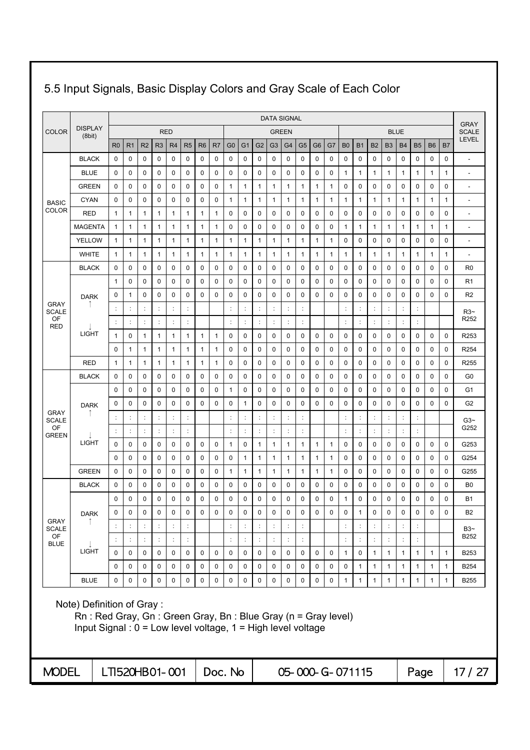## 5.5 Input Signals, Basic Display Colors and Gray Scale of Each Color

| COLOR | DISPLAY (8bit) | DATA SIGNAL | | | | | | | | | | | | | | | | | | | | | | | | GRAY SCALE LEVEL |
|---|---|---|---|---|---|---|---|---|---|---|---|---|---|---|---|---|---|---|---|---|---|---|---|---|---|---|
| | | RED | | | | | | | | GREEN | | | | | | | | BLUE | | | | | | | | |
| | | R0 | R1 | R2 | R3 | R4 | R5 | R6 | R7 | G0 | G1 | G2 | G3 | G4 | G5 | G6 | G7 | B0 | B1 | B2 | B3 | B4 | B5 | B6 | B7 | |
| BASIC COLOR | BLACK | 0 | 0 | 0 | 0 | 0 | 0 | 0 | 0 | 0 | 0 | 0 | 0 | 0 | 0 | 0 | 0 | 0 | 0 | 0 | 0 | 0 | 0 | 0 | 0 | - |
| | BLUE | 0 | 0 | 0 | 0 | 0 | 0 | 0 | 0 | 0 | 0 | 0 | 0 | 0 | 0 | 0 | 0 | 1 | 1 | 1 | 1 | 1 | 1 | 1 | 1 | - |
| | GREEN | 0 | 0 | 0 | 0 | 0 | 0 | 0 | 0 | 1 | 1 | 1 | 1 | 1 | 1 | 1 | 1 | 0 | 0 | 0 | 0 | 0 | 0 | 0 | 0 | - |
| | CYAN | 0 | 0 | 0 | 0 | 0 | 0 | 0 | 0 | 1 | 1 | 1 | 1 | 1 | 1 | 1 | 1 | 1 | 1 | 1 | 1 | 1 | 1 | 1 | 1 | - |
| | RED | 1 | 1 | 1 | 1 | 1 | 1 | 1 | 1 | 0 | 0 | 0 | 0 | 0 | 0 | 0 | 0 | 0 | 0 | 0 | 0 | 0 | 0 | 0 | 0 | - |
| | MAGENTA | 1 | 1 | 1 | 1 | 1 | 1 | 1 | 1 | 0 | 0 | 0 | 0 | 0 | 0 | 0 | 0 | 1 | 1 | 1 | 1 | 1 | 1 | 1 | 1 | - |
| | YELLOW | 1 | 1 | 1 | 1 | 1 | 1 | 1 | 1 | 1 | 1 | 1 | 1 | 1 | 1 | 1 | 1 | 0 | 0 | 0 | 0 | 0 | 0 | 0 | 0 | - |
| | WHITE | 1 | 1 | 1 | 1 | 1 | 1 | 1 | 1 | 1 | 1 | 1 | 1 | 1 | 1 | 1 | 1 | 1 | 1 | 1 | 1 | 1 | 1 | 1 | 1 | - |
| GRAY SCALE OF RED | BLACK | 0 | 0 | 0 | 0 | 0 | 0 | 0 | 0 | 0 | 0 | 0 | 0 | 0 | 0 | 0 | 0 | 0 | 0 | 0 | 0 | 0 | 0 | 0 | 0 | R0 |
| | DARK ↑ | 1 | 0 | 0 | 0 | 0 | 0 | 0 | 0 | 0 | 0 | 0 | 0 | 0 | 0 | 0 | 0 | 0 | 0 | 0 | 0 | 0 | 0 | 0 | 0 | R1 |
| | | 0 | 1 | 0 | 0 | 0 | 0 | 0 | 0 | 0 | 0 | 0 | 0 | 0 | 0 | 0 | 0 | 0 | 0 | 0 | 0 | 0 | 0 | 0 | 0 | R2 |
| | | : | : | : | : | : | : | | | : | : | : | : | : | : | | | : | : | : | : | : | : | | | R3~ R252 |
| | ↓ | : | : | : | : | : | : | | | : | : | : | : | : | : | | | : | : | : | : | : | : | | | |
| | LIGHT | 1 | 0 | 1 | 1 | 1 | 1 | 1 | 1 | 0 | 0 | 0 | 0 | 0 | 0 | 0 | 0 | 0 | 0 | 0 | 0 | 0 | 0 | 0 | 0 | R253 |
| | | 0 | 1 | 1 | 1 | 1 | 1 | 1 | 1 | 0 | 0 | 0 | 0 | 0 | 0 | 0 | 0 | 0 | 0 | 0 | 0 | 0 | 0 | 0 | 0 | R254 |
| | RED | 1 | 1 | 1 | 1 | 1 | 1 | 1 | 1 | 0 | 0 | 0 | 0 | 0 | 0 | 0 | 0 | 0 | 0 | 0 | 0 | 0 | 0 | 0 | 0 | R255 |
| GRAY SCALE OF GREEN | BLACK | 0 | 0 | 0 | 0 | 0 | 0 | 0 | 0 | 0 | 0 | 0 | 0 | 0 | 0 | 0 | 0 | 0 | 0 | 0 | 0 | 0 | 0 | 0 | 0 | G0 |
| | DARK ↑ | 0 | 0 | 0 | 0 | 0 | 0 | 0 | 0 | 1 | 0 | 0 | 0 | 0 | 0 | 0 | 0 | 0 | 0 | 0 | 0 | 0 | 0 | 0 | 0 | G1 |
| | | 0 | 0 | 0 | 0 | 0 | 0 | 0 | 0 | 0 | 1 | 0 | 0 | 0 | 0 | 0 | 0 | 0 | 0 | 0 | 0 | 0 | 0 | 0 | 0 | G2 |
| | | : | : | : | : | : | : | | | : | : | : | : | : | : | | | : | : | : | : | : | : | | | G3~ G252 |
| | ↓ | : | : | : | : | : | : | | | : | : | : | : | : | : | | | : | : | : | : | : | : | | | |
| | LIGHT | 0 | 0 | 0 | 0 | 0 | 0 | 0 | 0 | 1 | 0 | 1 | 1 | 1 | 1 | 1 | 1 | 0 | 0 | 0 | 0 | 0 | 0 | 0 | 0 | G253 |
| | | 0 | 0 | 0 | 0 | 0 | 0 | 0 | 0 | 0 | 1 | 1 | 1 | 1 | 1 | 1 | 1 | 0 | 0 | 0 | 0 | 0 | 0 | 0 | 0 | G254 |
| | GREEN | 0 | 0 | 0 | 0 | 0 | 0 | 0 | 0 | 1 | 1 | 1 | 1 | 1 | 1 | 1 | 1 | 0 | 0 | 0 | 0 | 0 | 0 | 0 | 0 | G255 |
| GRAY SCALE OF BLUE | BLACK | 0 | 0 | 0 | 0 | 0 | 0 | 0 | 0 | 0 | 0 | 0 | 0 | 0 | 0 | 0 | 0 | 0 | 0 | 0 | 0 | 0 | 0 | 0 | 0 | B0 |
| | DARK ↑ | 0 | 0 | 0 | 0 | 0 | 0 | 0 | 0 | 0 | 0 | 0 | 0 | 0 | 0 | 0 | 0 | 1 | 0 | 0 | 0 | 0 | 0 | 0 | 0 | B1 |
| | | 0 | 0 | 0 | 0 | 0 | 0 | 0 | 0 | 0 | 0 | 0 | 0 | 0 | 0 | 0 | 0 | 0 | 1 | 0 | 0 | 0 | 0 | 0 | 0 | B2 |
| | | : | : | : | : | : | : | | | : | : | : | : | : | : | | | : | : | : | : | : | : | | | B3~ B252 |
| | ↓ | : | : | : | : | : | : | | | : | : | : | : | : | : | | | : | : | : | : | : | : | | | |
| | LIGHT | 0 | 0 | 0 | 0 | 0 | 0 | 0 | 0 | 0 | 0 | 0 | 0 | 0 | 0 | 0 | 0 | 1 | 0 | 1 | 1 | 1 | 1 | 1 | 1 | B253 |
| | | 0 | 0 | 0 | 0 | 0 | 0 | 0 | 0 | 0 | 0 | 0 | 0 | 0 | 0 | 0 | 0 | 0 | 1 | 1 | 1 | 1 | 1 | 1 | 1 | B254 |
| | BLUE | 0 | 0 | 0 | 0 | 0 | 0 | 0 | 0 | 0 | 0 | 0 | 0 | 0 | 0 | 0 | 0 | 1 | 1 | 1 | 1 | 1 | 1 | 1 | 1 | B255 |

Note) Definition of Gray :

Rn : Red Gray, Gn : Green Gray, Bn : Blue Gray (n = Gray level)

Input Signal : 0 = Low level voltage, 1 = High level voltage

| MODEL | LTI520HB01-001 | Doc. No | 05-000-G-071115 |
|---|---|---|---|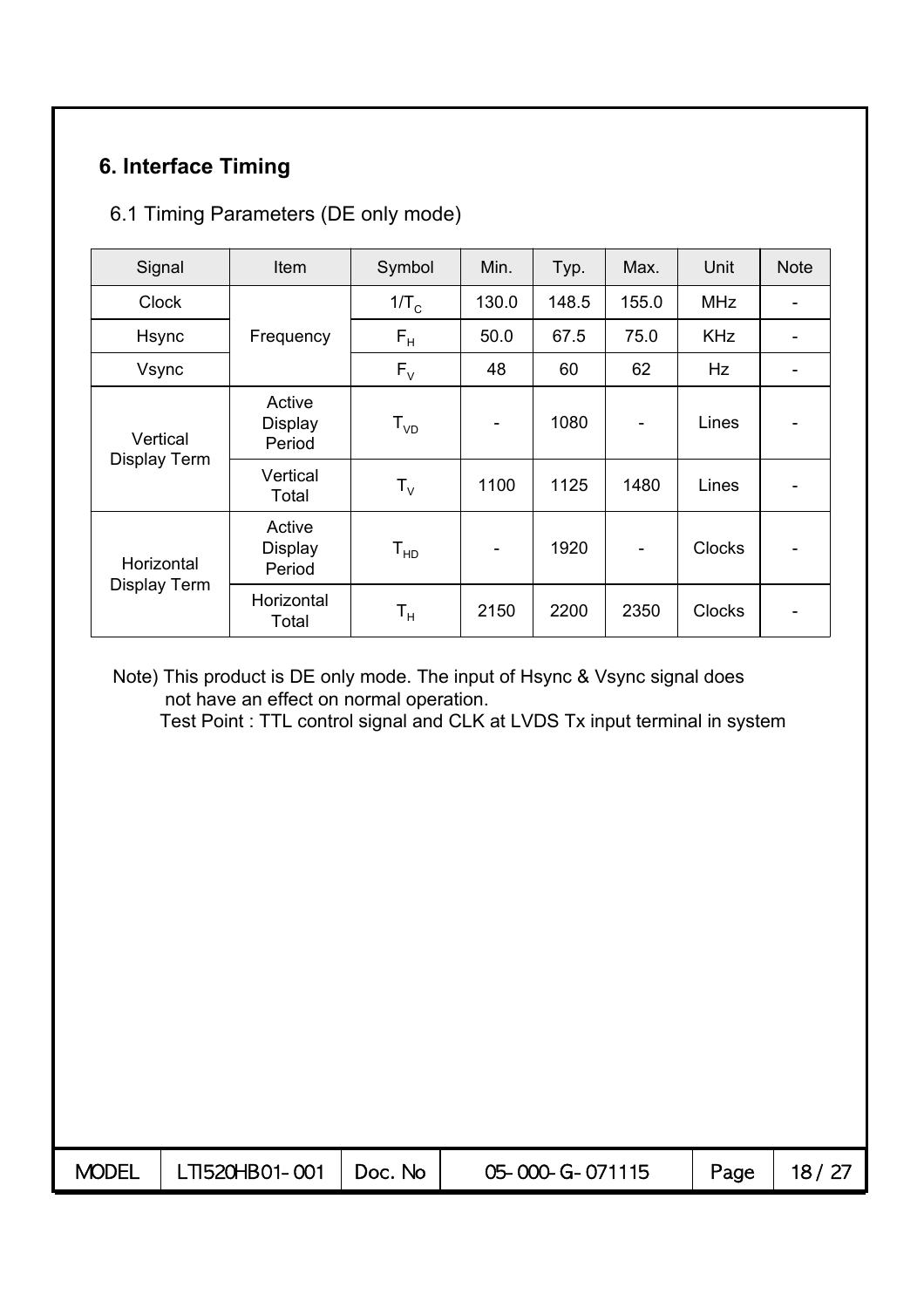## 6. Interface Timing

### 6.1 Timing Parameters (DE only mode)

| Signal | Item | Symbol | Min. | Typ. | Max. | Unit | Note |
|---|---|---|---|---|---|---|---|
| Clock | Frequency | $1/T_C$ | 130.0 | 148.5 | 155.0 | MHz | - |
| Hsync | | $F_H$ | 50.0 | 67.5 | 75.0 | KHz | - |
| Vsync | | $F_V$ | 48 | 60 | 62 | Hz | - |
| Vertical Display Term | Active Display Period | $T_{VD}$ | - | 1080 | - | Lines | - |
| | Vertical Total | $T_V$ | 1100 | 1125 | 1480 | Lines | - |
| Horizontal Display Term | Active Display Period | $T_{HD}$ | - | 1920 | - | Clocks | - |
| | Horizontal Total | $T_H$ | 2150 | 2200 | 2350 | Clocks | - |

Note) This product is DE only mode. The input of Hsync & Vsync signal does not have an effect on normal operation.
Test Point : TTL control signal and CLK at LVDS Tx input terminal in system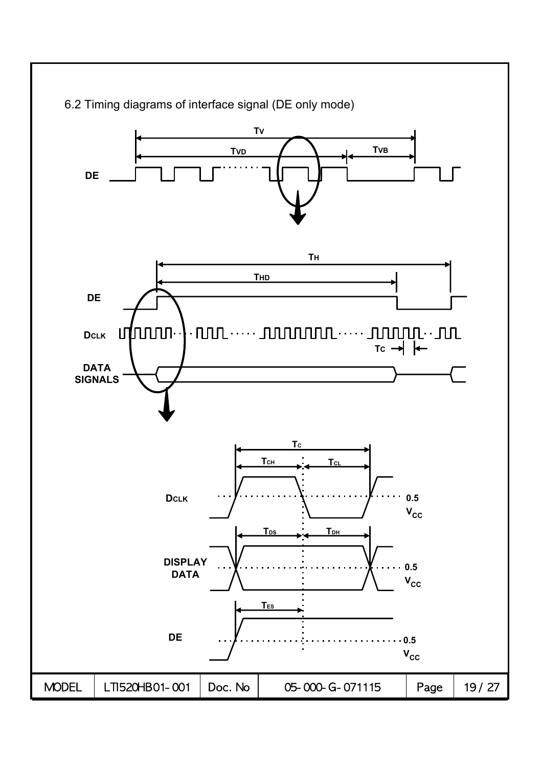6.2 Timing diagrams of interface signal (DE only mode)

TV

TVD

TVB

DE

TH

THD

DE

DCLK

TC

DATA SIGNALS

TC

TCH

TCL

DCLK

0.5 VCC

TDS

TDH

DISPLAY DATA

0.5 VCC

TES

DE

0.5 VCC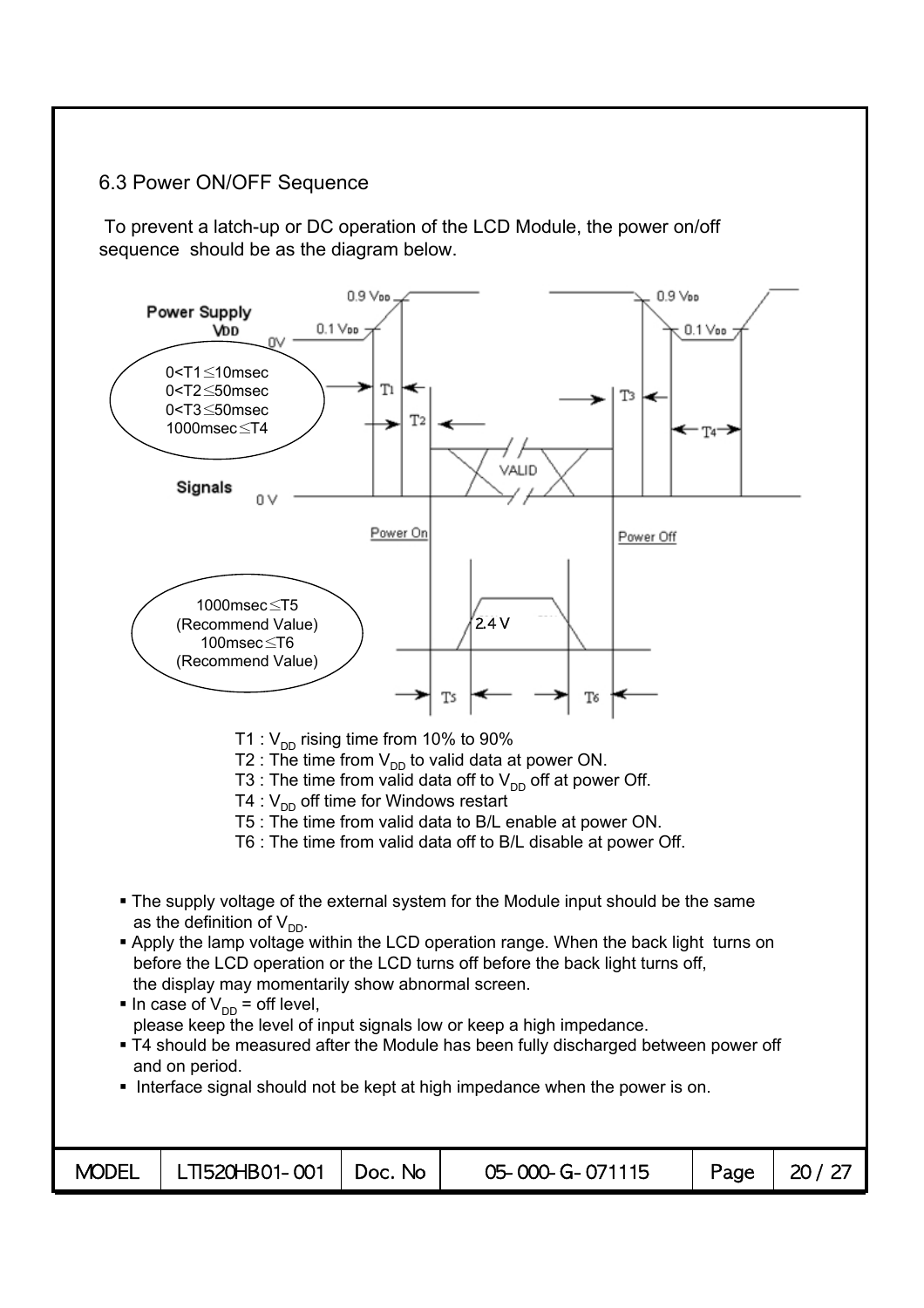## 6.3 Power ON/OFF Sequence

To prevent a latch-up or DC operation of the LCD Module, the power on/off sequence should be as the diagram below.

0<T1≤10msec
0<T2≤50msec
0<T3≤50msec
1000msec≤T4

1000msec≤T5 (Recommend Value)
100msec≤T6 (Recommend Value)

T1 : $V_{DD}$ rising time from 10% to 90%
T2 : The time from $V_{DD}$ to valid data at power ON.
T3 : The time from valid data off to $V_{DD}$ off at power Off.
T4 : $V_{DD}$ off time for Windows restart
T5 : The time from valid data to B/L enable at power ON.
T6 : The time from valid data off to B/L disable at power Off.

- The supply voltage of the external system for the Module input should be the same as the definition of $V_{DD}$.
- Apply the lamp voltage within the LCD operation range. When the back light turns on before the LCD operation or the LCD turns off before the back light turns off, the display may momentarily show abnormal screen.
- In case of $V_{DD}$ = off level, please keep the level of input signals low or keep a high impedance.
- T4 should be measured after the Module has been fully discharged between power off and on period.
- Interface signal should not be kept at high impedance when the power is on.

| MODEL | LTI520HB01-001 | Doc. No | 05-000-G-071115 |
|---|---|---|---|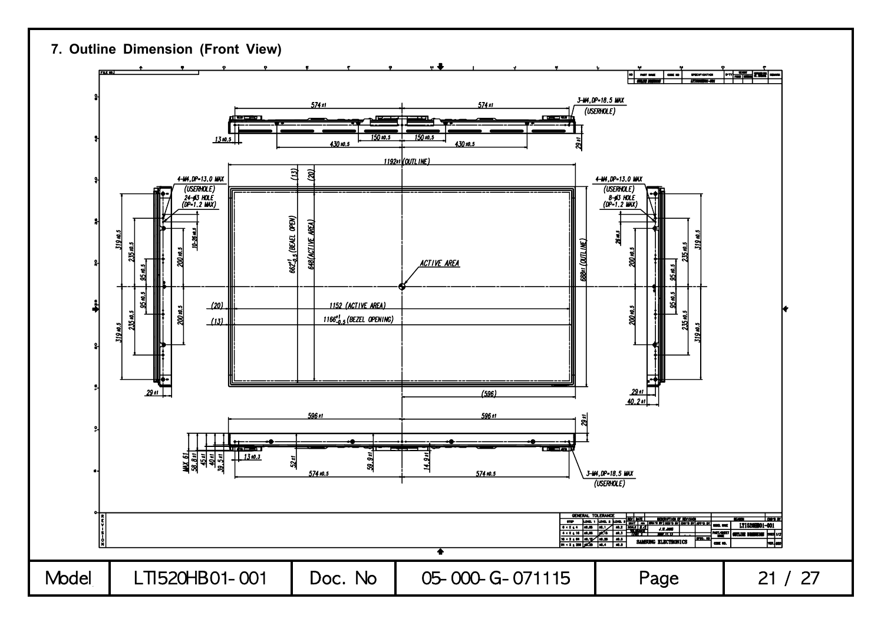# 7. Outline Dimension (Front View)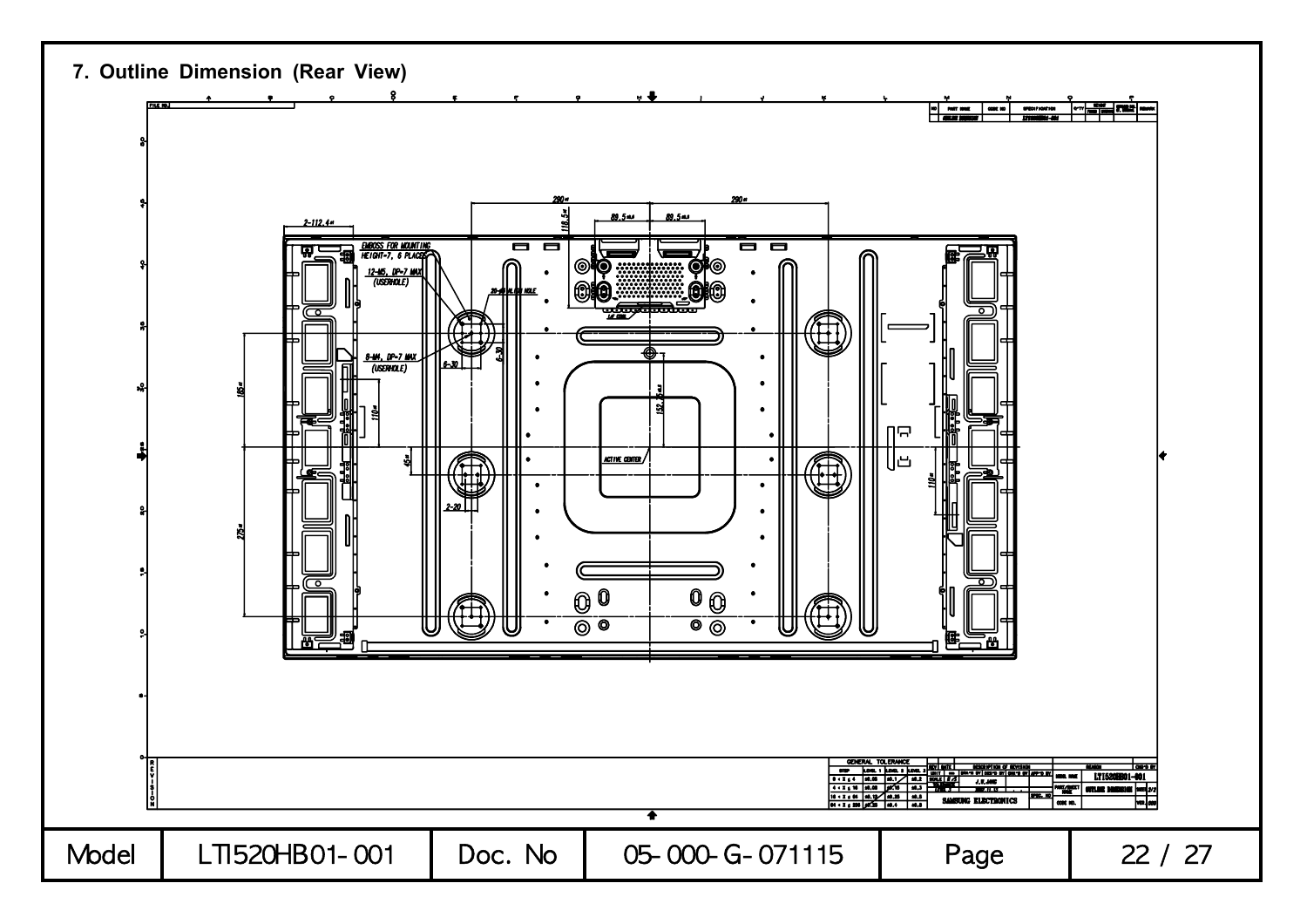## 7. Outline Dimension (Rear View)

| Model | LTI520HB01-001 | Doc. No | 05-000-G-071115 |
|---|---|---|---|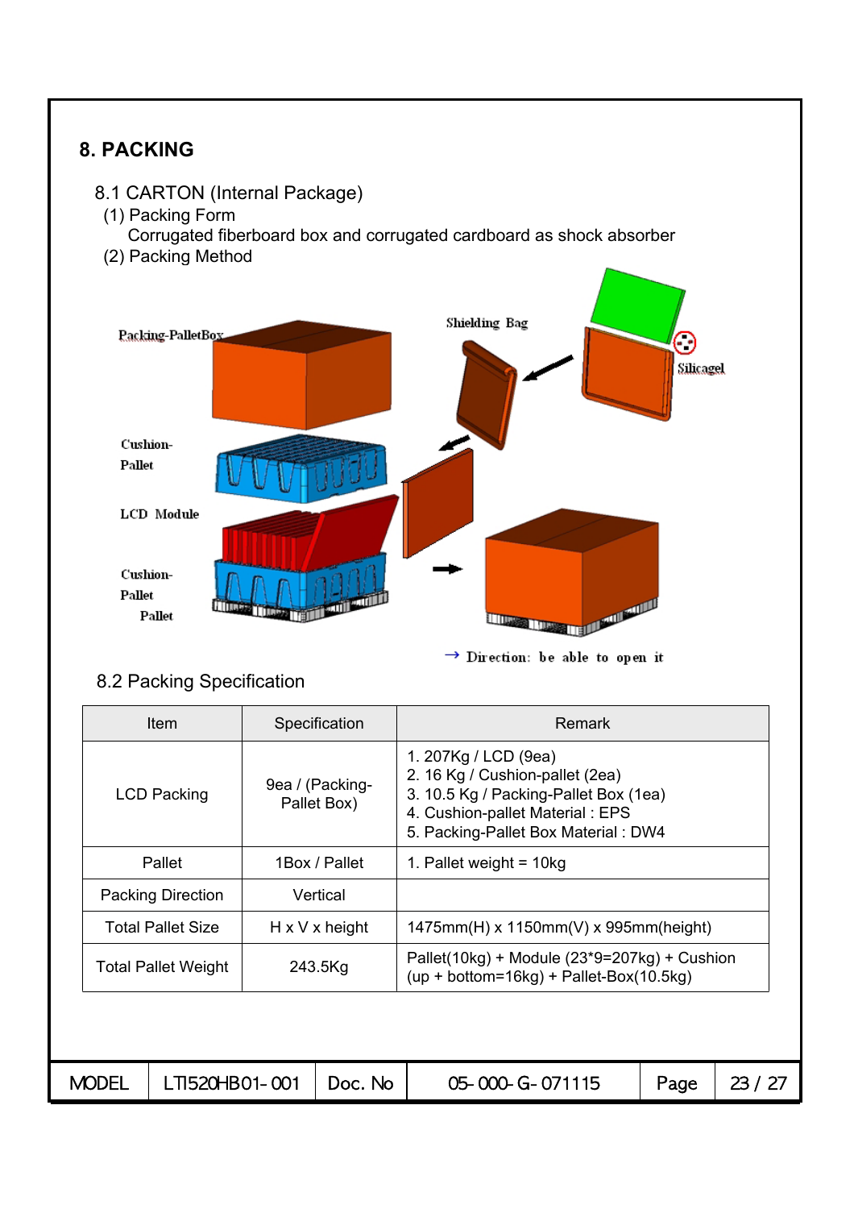# 8. PACKING

## 8.1 CARTON (Internal Package)

(1) Packing Form

Corrugated fiberboard box and corrugated cardboard as shock absorber

(2) Packing Method

Packing-PalletBox

Shielding Bag

Silicagel

Cushion-Pallet

LCD Module

Cushion-Pallet

Pallet

→ Direction: be able to open it

## 8.2 Packing Specification

| Item | Specification | Remark |
|---|---|---|
| LCD Packing | 9ea / (Packing-Pallet Box) | 1. 207Kg / LCD (9ea)<br>2. 16 Kg / Cushion-pallet (2ea)<br>3. 10.5 Kg / Packing-Pallet Box (1ea)<br>4. Cushion-pallet Material : EPS<br>5. Packing-Pallet Box Material : DW4 |
| Pallet | 1Box / Pallet | 1. Pallet weight = 10kg |
| Packing Direction | Vertical | |
| Total Pallet Size | H x V x height | 1475mm(H) x 1150mm(V) x 995mm(height) |
| Total Pallet Weight | 243.5Kg | Pallet(10kg) + Module (23*9=207kg) + Cushion (up + bottom=16kg) + Pallet-Box(10.5kg) |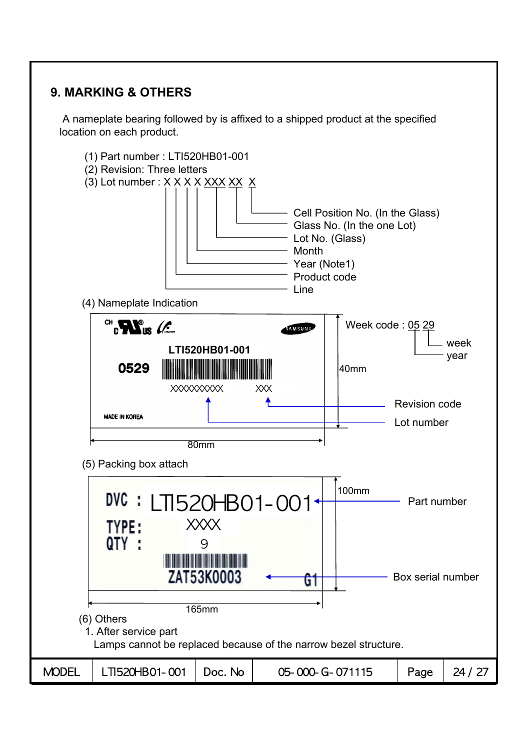## 9. MARKING & OTHERS

A nameplate bearing followed by is affixed to a shipped product at the specified location on each product.

(1) Part number : LTI520HB01-001
(2) Revision: Three letters
(3) Lot number : X X X X XXX XX X

- Cell Position No. (In the Glass)
- Glass No. (In the one Lot)
- Lot No. (Glass)
- Month
- Year (Note1)
- Product code
- Line

(4) Nameplate Indication

LTI520HB01-001

0529

XXXXXXXXXX XXX

MADE IN KOREA

Week code : 05 29 (year, week)

40mm

80mm

Revision code

Lot number

(5) Packing box attach

DVC : LTI520HB01-001
TYPE: XXXX
QTY : 9
ZAT53K0003 G1

100mm

165mm

Part number

Box serial number

(6) Others

1. After service part
   Lamps cannot be replaced because of the narrow bezel structure.

| MODEL | LTI520HB01-001 | Doc. No | 05-000-G-071115 |
|---|---|---|---|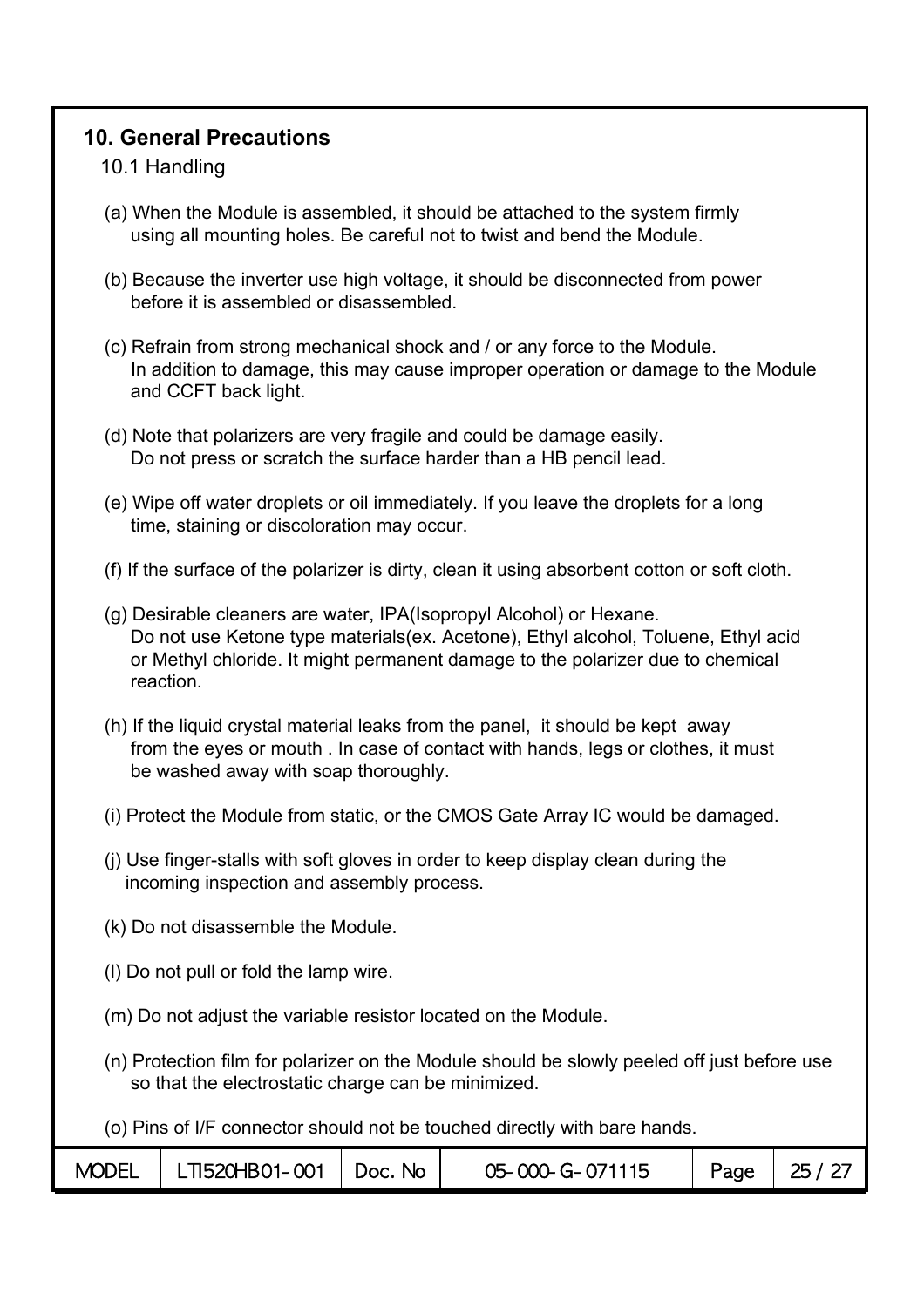## 10. General Precautions

### 10.1 Handling

(a) When the Module is assembled, it should be attached to the system firmly using all mounting holes. Be careful not to twist and bend the Module.

(b) Because the inverter use high voltage, it should be disconnected from power before it is assembled or disassembled.

(c) Refrain from strong mechanical shock and / or any force to the Module. In addition to damage, this may cause improper operation or damage to the Module and CCFT back light.

(d) Note that polarizers are very fragile and could be damage easily. Do not press or scratch the surface harder than a HB pencil lead.

(e) Wipe off water droplets or oil immediately. If you leave the droplets for a long time, staining or discoloration may occur.

(f) If the surface of the polarizer is dirty, clean it using absorbent cotton or soft cloth.

(g) Desirable cleaners are water, IPA(Isopropyl Alcohol) or Hexane. Do not use Ketone type materials(ex. Acetone), Ethyl alcohol, Toluene, Ethyl acid or Methyl chloride. It might permanent damage to the polarizer due to chemical reaction.

(h) If the liquid crystal material leaks from the panel, it should be kept away from the eyes or mouth . In case of contact with hands, legs or clothes, it must be washed away with soap thoroughly.

(i) Protect the Module from static, or the CMOS Gate Array IC would be damaged.

(j) Use finger-stalls with soft gloves in order to keep display clean during the incoming inspection and assembly process.

(k) Do not disassemble the Module.

(l) Do not pull or fold the lamp wire.

(m) Do not adjust the variable resistor located on the Module.

(n) Protection film for polarizer on the Module should be slowly peeled off just before use so that the electrostatic charge can be minimized.

(o) Pins of I/F connector should not be touched directly with bare hands.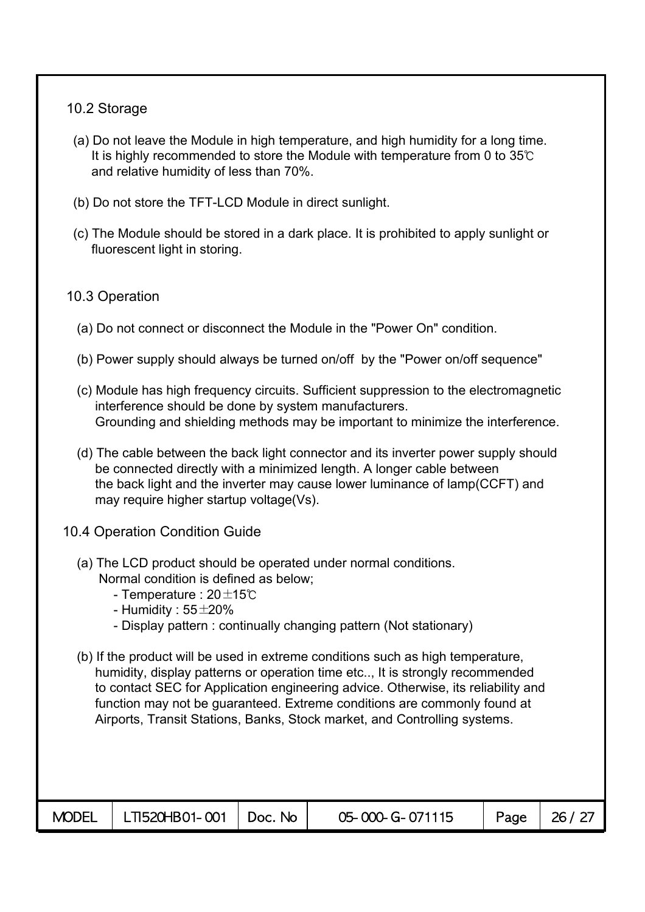## 10.2 Storage

(a) Do not leave the Module in high temperature, and high humidity for a long time.
It is highly recommended to store the Module with temperature from 0 to 35℃ and relative humidity of less than 70%.

(b) Do not store the TFT-LCD Module in direct sunlight.

(c) The Module should be stored in a dark place. It is prohibited to apply sunlight or fluorescent light in storing.

## 10.3 Operation

(a) Do not connect or disconnect the Module in the "Power On" condition.

(b) Power supply should always be turned on/off by the "Power on/off sequence"

(c) Module has high frequency circuits. Sufficient suppression to the electromagnetic interference should be done by system manufacturers.
Grounding and shielding methods may be important to minimize the interference.

(d) The cable between the back light connector and its inverter power supply should be connected directly with a minimized length. A longer cable between the back light and the inverter may cause lower luminance of lamp(CCFT) and may require higher startup voltage(Vs).

## 10.4 Operation Condition Guide

(a) The LCD product should be operated under normal conditions.
Normal condition is defined as below;
- Temperature : 20±15℃
- Humidity : 55±20%
- Display pattern : continually changing pattern (Not stationary)

(b) If the product will be used in extreme conditions such as high temperature, humidity, display patterns or operation time etc.., It is strongly recommended to contact SEC for Application engineering advice. Otherwise, its reliability and function may not be guaranteed. Extreme conditions are commonly found at Airports, Transit Stations, Banks, Stock market, and Controlling systems.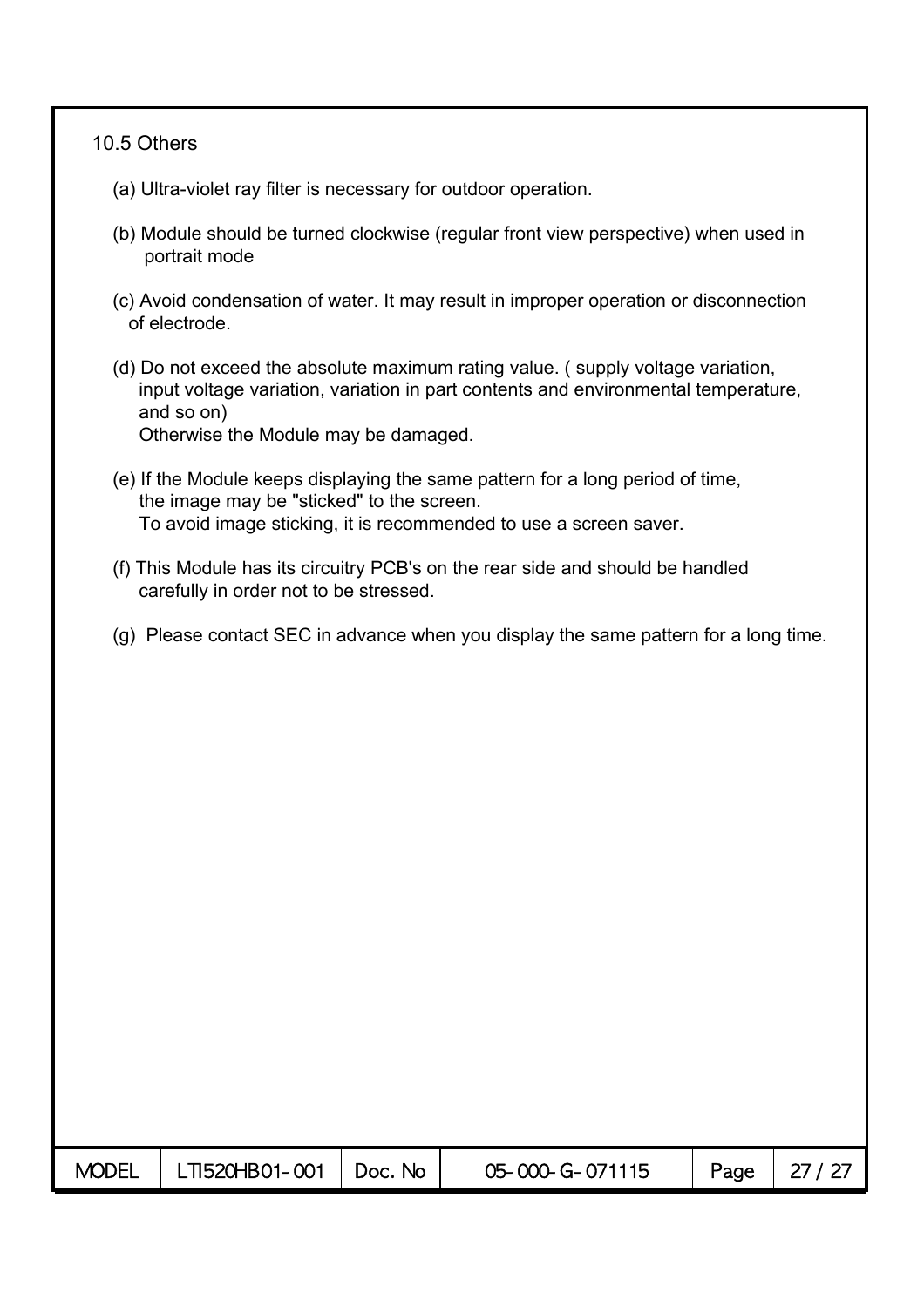### 10.5 Others

(a) Ultra-violet ray filter is necessary for outdoor operation.

(b) Module should be turned clockwise (regular front view perspective) when used in portrait mode

(c) Avoid condensation of water. It may result in improper operation or disconnection of electrode.

(d) Do not exceed the absolute maximum rating value. ( supply voltage variation, input voltage variation, variation in part contents and environmental temperature, and so on)
Otherwise the Module may be damaged.

(e) If the Module keeps displaying the same pattern for a long period of time, the image may be "sticked" to the screen.
To avoid image sticking, it is recommended to use a screen saver.

(f) This Module has its circuitry PCB's on the rear side and should be handled carefully in order not to be stressed.

(g) Please contact SEC in advance when you display the same pattern for a long time.